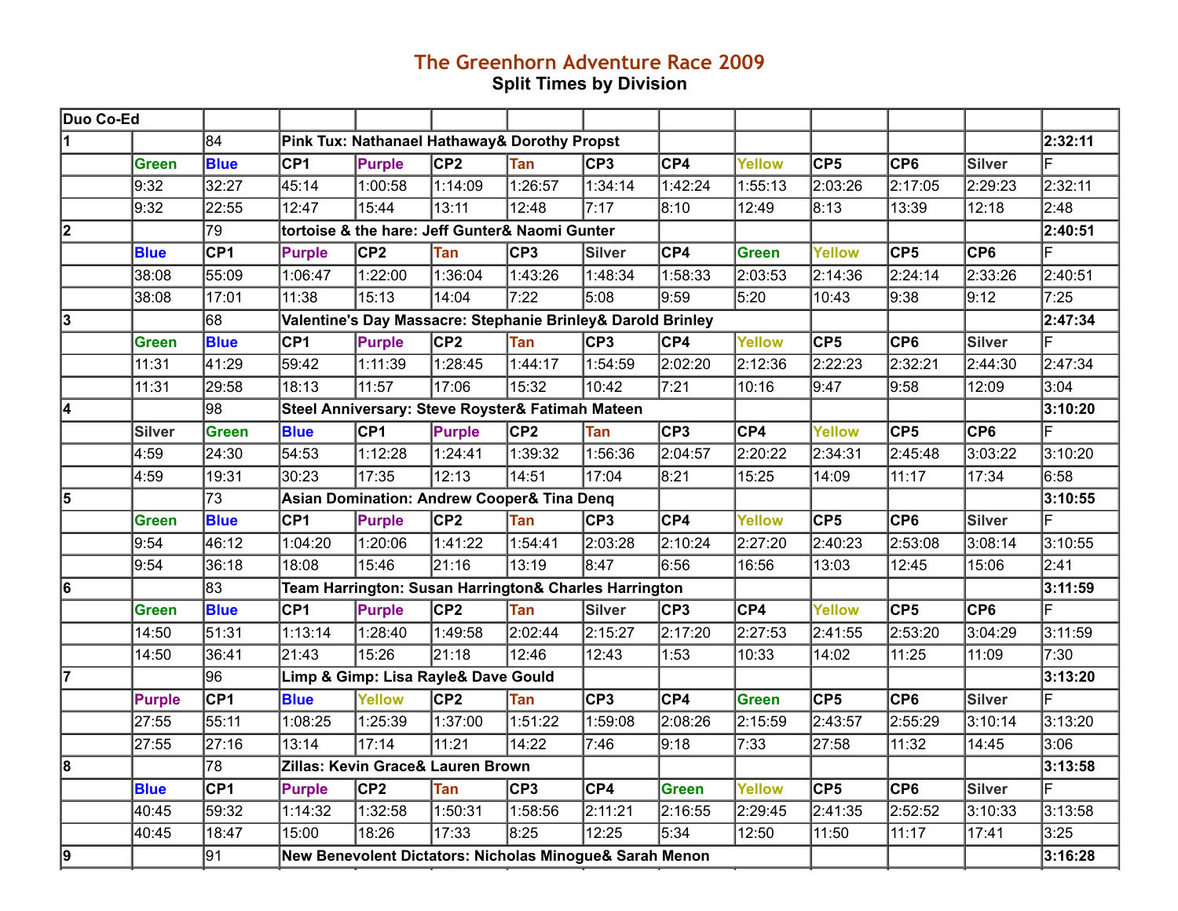# The Greenhorn Adventure Race 2009

## Split Times by Division

| Duo Co-Ed | | | | | | | | | | | | | | |
|---|---|---|---|---|---|---|---|---|---|---|---|---|---|---|
| **1** | | 84 | **Pink Tux: Nathanael Hathaway& Dorothy Propst** | | | | | | | | | | | **2:32:11** |
| | **Green** | **Blue** | **CP1** | **Purple** | **CP2** | **Tan** | **CP3** | **CP4** | **Yellow** | **CP5** | **CP6** | **Silver** | F | |
| | 9:32 | 32:27 | 45:14 | 1:00:58 | 1:14:09 | 1:26:57 | 1:34:14 | 1:42:24 | 1:55:13 | 2:03:26 | 2:17:05 | 2:29:23 | 2:32:11 | |
| | 9:32 | 22:55 | 12:47 | 15:44 | 13:11 | 12:48 | 7:17 | 8:10 | 12:49 | 8:13 | 13:39 | 12:18 | 2:48 | |
| **2** | | 79 | **tortoise & the hare: Jeff Gunter& Naomi Gunter** | | | | | | | | | | | **2:40:51** |
| | **Blue** | **CP1** | **Purple** | **CP2** | **Tan** | **CP3** | **Silver** | **CP4** | **Green** | **Yellow** | **CP5** | **CP6** | F | |
| | 38:08 | 55:09 | 1:06:47 | 1:22:00 | 1:36:04 | 1:43:26 | 1:48:34 | 1:58:33 | 2:03:53 | 2:14:36 | 2:24:14 | 2:33:26 | 2:40:51 | |
| | 38:08 | 17:01 | 11:38 | 15:13 | 14:04 | 7:22 | 5:08 | 9:59 | 5:20 | 10:43 | 9:38 | 9:12 | 7:25 | |
| **3** | | 68 | **Valentine's Day Massacre: Stephanie Brinley& Darold Brinley** | | | | | | | | | | | **2:47:34** |
| | **Green** | **Blue** | **CP1** | **Purple** | **CP2** | **Tan** | **CP3** | **CP4** | **Yellow** | **CP5** | **CP6** | **Silver** | F | |
| | 11:31 | 41:29 | 59:42 | 1:11:39 | 1:28:45 | 1:44:17 | 1:54:59 | 2:02:20 | 2:12:36 | 2:22:23 | 2:32:21 | 2:44:30 | 2:47:34 | |
| | 11:31 | 29:58 | 18:13 | 11:57 | 17:06 | 15:32 | 10:42 | 7:21 | 10:16 | 9:47 | 9:58 | 12:09 | 3:04 | |
| **4** | | 98 | **Steel Anniversary: Steve Royster& Fatimah Mateen** | | | | | | | | | | | **3:10:20** |
| | **Silver** | **Green** | **Blue** | **CP1** | **Purple** | **CP2** | **Tan** | **CP3** | **CP4** | **Yellow** | **CP5** | **CP6** | F | |
| | 4:59 | 24:30 | 54:53 | 1:12:28 | 1:24:41 | 1:39:32 | 1:56:36 | 2:04:57 | 2:20:22 | 2:34:31 | 2:45:48 | 3:03:22 | 3:10:20 | |
| | 4:59 | 19:31 | 30:23 | 17:35 | 12:13 | 14:51 | 17:04 | 8:21 | 15:25 | 14:09 | 11:17 | 17:34 | 6:58 | |
| **5** | | 73 | **Asian Domination: Andrew Cooper& Tina Denq** | | | | | | | | | | | **3:10:55** |
| | **Green** | **Blue** | **CP1** | **Purple** | **CP2** | **Tan** | **CP3** | **CP4** | **Yellow** | **CP5** | **CP6** | **Silver** | F | |
| | 9:54 | 46:12 | 1:04:20 | 1:20:06 | 1:41:22 | 1:54:41 | 2:03:28 | 2:10:24 | 2:27:20 | 2:40:23 | 2:53:08 | 3:08:14 | 3:10:55 | |
| | 9:54 | 36:18 | 18:08 | 15:46 | 21:16 | 13:19 | 8:47 | 6:56 | 16:56 | 13:03 | 12:45 | 15:06 | 2:41 | |
| **6** | | 83 | **Team Harrington: Susan Harrington& Charles Harrington** | | | | | | | | | | | **3:11:59** |
| | **Green** | **Blue** | **CP1** | **Purple** | **CP2** | **Tan** | **Silver** | **CP3** | **CP4** | **Yellow** | **CP5** | **CP6** | F | |
| | 14:50 | 51:31 | 1:13:14 | 1:28:40 | 1:49:58 | 2:02:44 | 2:15:27 | 2:17:20 | 2:27:53 | 2:41:55 | 2:53:20 | 3:04:29 | 3:11:59 | |
| | 14:50 | 36:41 | 21:43 | 15:26 | 21:18 | 12:46 | 12:43 | 1:53 | 10:33 | 14:02 | 11:25 | 11:09 | 7:30 | |
| **7** | | 96 | **Limp & Gimp: Lisa Rayle& Dave Gould** | | | | | | | | | | | **3:13:20** |
| | **Purple** | **CP1** | **Blue** | **Yellow** | **CP2** | **Tan** | **CP3** | **CP4** | **Green** | **CP5** | **CP6** | **Silver** | F | |
| | 27:55 | 55:11 | 1:08:25 | 1:25:39 | 1:37:00 | 1:51:22 | 1:59:08 | 2:08:26 | 2:15:59 | 2:43:57 | 2:55:29 | 3:10:14 | 3:13:20 | |
| | 27:55 | 27:16 | 13:14 | 17:14 | 11:21 | 14:22 | 7:46 | 9:18 | 7:33 | 27:58 | 11:32 | 14:45 | 3:06 | |
| **8** | | 78 | **Zillas: Kevin Grace& Lauren Brown** | | | | | | | | | | | **3:13:58** |
| | **Blue** | **CP1** | **Purple** | **CP2** | **Tan** | **CP3** | **CP4** | **Green** | **Yellow** | **CP5** | **CP6** | **Silver** | F | |
| | 40:45 | 59:32 | 1:14:32 | 1:32:58 | 1:50:31 | 1:58:56 | 2:11:21 | 2:16:55 | 2:29:45 | 2:41:35 | 2:52:52 | 3:10:33 | 3:13:58 | |
| | 40:45 | 18:47 | 15:00 | 18:26 | 17:33 | 8:25 | 12:25 | 5:34 | 12:50 | 11:50 | 11:17 | 17:41 | 3:25 | |
| **9** | | 91 | **New Benevolent Dictators: Nicholas Minogue& Sarah Menon** | | | | | | | | | | | **3:16:28** |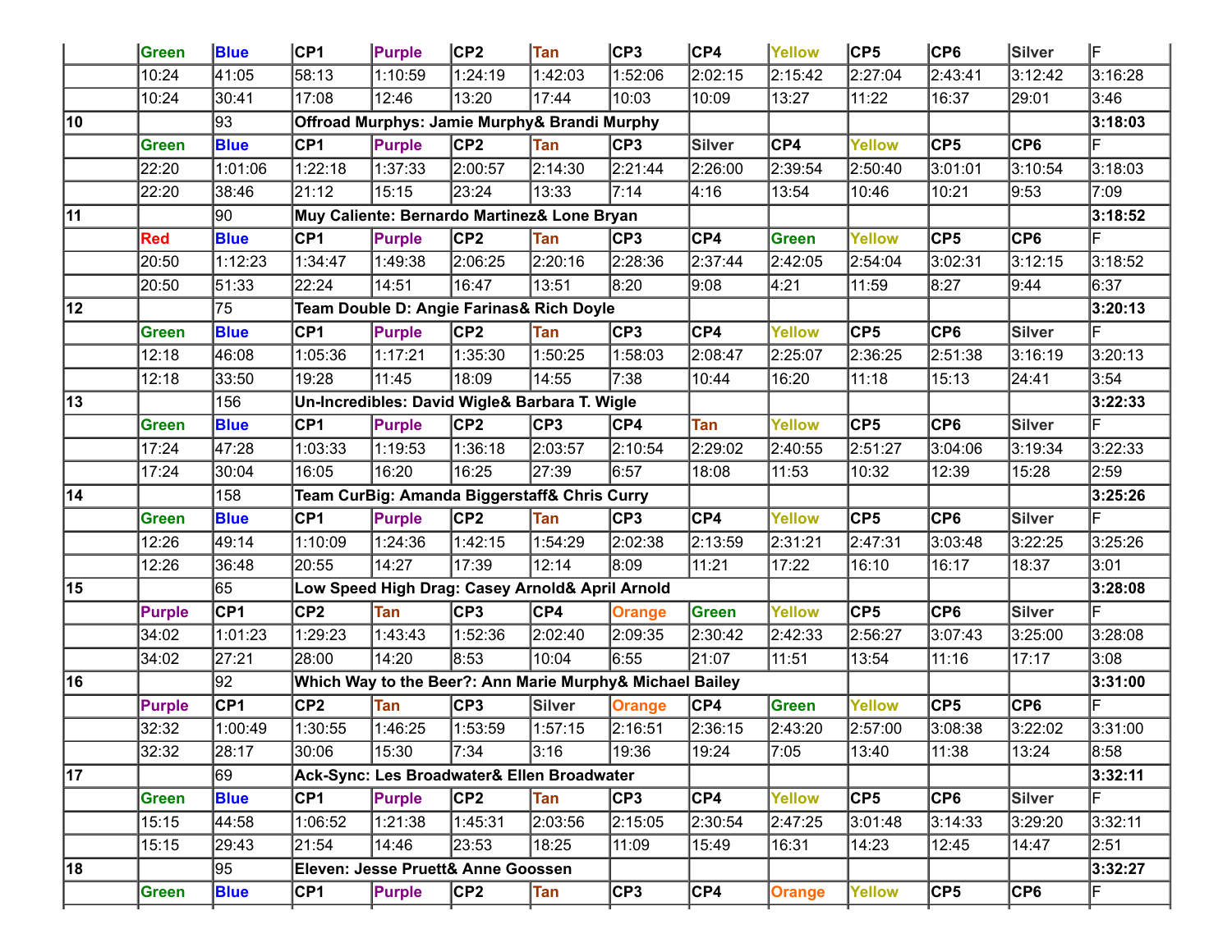| | Green | Blue | CP1 | Purple | CP2 | Tan | CP3 | CP4 | Yellow | CP5 | CP6 | Silver | F |
|---|---|---|---|---|---|---|---|---|---|---|---|---|---|
| | 10:24 | 41:05 | 58:13 | 1:10:59 | 1:24:19 | 1:42:03 | 1:52:06 | 2:02:15 | 2:15:42 | 2:27:04 | 2:43:41 | 3:12:42 | 3:16:28 |
| | 10:24 | 30:41 | 17:08 | 12:46 | 13:20 | 17:44 | 10:03 | 10:09 | 13:27 | 11:22 | 16:37 | 29:01 | 3:46 |
| **10** | | 93 | **Offroad Murphys: Jamie Murphy& Brandi Murphy** | | | | | | | | | | **3:18:03** |
| | Green | Blue | CP1 | Purple | CP2 | Tan | CP3 | Silver | CP4 | Yellow | CP5 | CP6 | F |
| | 22:20 | 1:01:06 | 1:22:18 | 1:37:33 | 2:00:57 | 2:14:30 | 2:21:44 | 2:26:00 | 2:39:54 | 2:50:40 | 3:01:01 | 3:10:54 | 3:18:03 |
| | 22:20 | 38:46 | 21:12 | 15:15 | 23:24 | 13:33 | 7:14 | 4:16 | 13:54 | 10:46 | 10:21 | 9:53 | 7:09 |
| **11** | | 90 | **Muy Caliente: Bernardo Martinez& Lone Bryan** | | | | | | | | | | **3:18:52** |
| | Red | Blue | CP1 | Purple | CP2 | Tan | CP3 | CP4 | Green | Yellow | CP5 | CP6 | F |
| | 20:50 | 1:12:23 | 1:34:47 | 1:49:38 | 2:06:25 | 2:20:16 | 2:28:36 | 2:37:44 | 2:42:05 | 2:54:04 | 3:02:31 | 3:12:15 | 3:18:52 |
| | 20:50 | 51:33 | 22:24 | 14:51 | 16:47 | 13:51 | 8:20 | 9:08 | 4:21 | 11:59 | 8:27 | 9:44 | 6:37 |
| **12** | | 75 | **Team Double D: Angie Farinas& Rich Doyle** | | | | | | | | | | **3:20:13** |
| | Green | Blue | CP1 | Purple | CP2 | Tan | CP3 | CP4 | Yellow | CP5 | CP6 | Silver | F |
| | 12:18 | 46:08 | 1:05:36 | 1:17:21 | 1:35:30 | 1:50:25 | 1:58:03 | 2:08:47 | 2:25:07 | 2:36:25 | 2:51:38 | 3:16:19 | 3:20:13 |
| | 12:18 | 33:50 | 19:28 | 11:45 | 18:09 | 14:55 | 7:38 | 10:44 | 16:20 | 11:18 | 15:13 | 24:41 | 3:54 |
| **13** | | 156 | **Un-Incredibles: David Wigle& Barbara T. Wigle** | | | | | | | | | | **3:22:33** |
| | Green | Blue | CP1 | Purple | CP2 | CP3 | CP4 | Tan | Yellow | CP5 | CP6 | Silver | F |
| | 17:24 | 47:28 | 1:03:33 | 1:19:53 | 1:36:18 | 2:03:57 | 2:10:54 | 2:29:02 | 2:40:55 | 2:51:27 | 3:04:06 | 3:19:34 | 3:22:33 |
| | 17:24 | 30:04 | 16:05 | 16:20 | 16:25 | 27:39 | 6:57 | 18:08 | 11:53 | 10:32 | 12:39 | 15:28 | 2:59 |
| **14** | | 158 | **Team CurBig: Amanda Biggerstaff& Chris Curry** | | | | | | | | | | **3:25:26** |
| | Green | Blue | CP1 | Purple | CP2 | Tan | CP3 | CP4 | Yellow | CP5 | CP6 | Silver | F |
| | 12:26 | 49:14 | 1:10:09 | 1:24:36 | 1:42:15 | 1:54:29 | 2:02:38 | 2:13:59 | 2:31:21 | 2:47:31 | 3:03:48 | 3:22:25 | 3:25:26 |
| | 12:26 | 36:48 | 20:55 | 14:27 | 17:39 | 12:14 | 8:09 | 11:21 | 17:22 | 16:10 | 16:17 | 18:37 | 3:01 |
| **15** | | 65 | **Low Speed High Drag: Casey Arnold& April Arnold** | | | | | | | | | | **3:28:08** |
| | Purple | CP1 | CP2 | Tan | CP3 | CP4 | Orange | Green | Yellow | CP5 | CP6 | Silver | F |
| | 34:02 | 1:01:23 | 1:29:23 | 1:43:43 | 1:52:36 | 2:02:40 | 2:09:35 | 2:30:42 | 2:42:33 | 2:56:27 | 3:07:43 | 3:25:00 | 3:28:08 |
| | 34:02 | 27:21 | 28:00 | 14:20 | 8:53 | 10:04 | 6:55 | 21:07 | 11:51 | 13:54 | 11:16 | 17:17 | 3:08 |
| **16** | | 92 | **Which Way to the Beer?: Ann Marie Murphy& Michael Bailey** | | | | | | | | | | **3:31:00** |
| | Purple | CP1 | CP2 | Tan | CP3 | Silver | Orange | CP4 | Green | Yellow | CP5 | CP6 | F |
| | 32:32 | 1:00:49 | 1:30:55 | 1:46:25 | 1:53:59 | 1:57:15 | 2:16:51 | 2:36:15 | 2:43:20 | 2:57:00 | 3:08:38 | 3:22:02 | 3:31:00 |
| | 32:32 | 28:17 | 30:06 | 15:30 | 7:34 | 3:16 | 19:36 | 19:24 | 7:05 | 13:40 | 11:38 | 13:24 | 8:58 |
| **17** | | 69 | **Ack-Sync: Les Broadwater& Ellen Broadwater** | | | | | | | | | | **3:32:11** |
| | Green | Blue | CP1 | Purple | CP2 | Tan | CP3 | CP4 | Yellow | CP5 | CP6 | Silver | F |
| | 15:15 | 44:58 | 1:06:52 | 1:21:38 | 1:45:31 | 2:03:56 | 2:15:05 | 2:30:54 | 2:47:25 | 3:01:48 | 3:14:33 | 3:29:20 | 3:32:11 |
| | 15:15 | 29:43 | 21:54 | 14:46 | 23:53 | 18:25 | 11:09 | 15:49 | 16:31 | 14:23 | 12:45 | 14:47 | 2:51 |
| **18** | | 95 | **Eleven: Jesse Pruett& Anne Goossen** | | | | | | | | | | **3:32:27** |
| | Green | Blue | CP1 | Purple | CP2 | Tan | CP3 | CP4 | Orange | Yellow | CP5 | CP6 | F |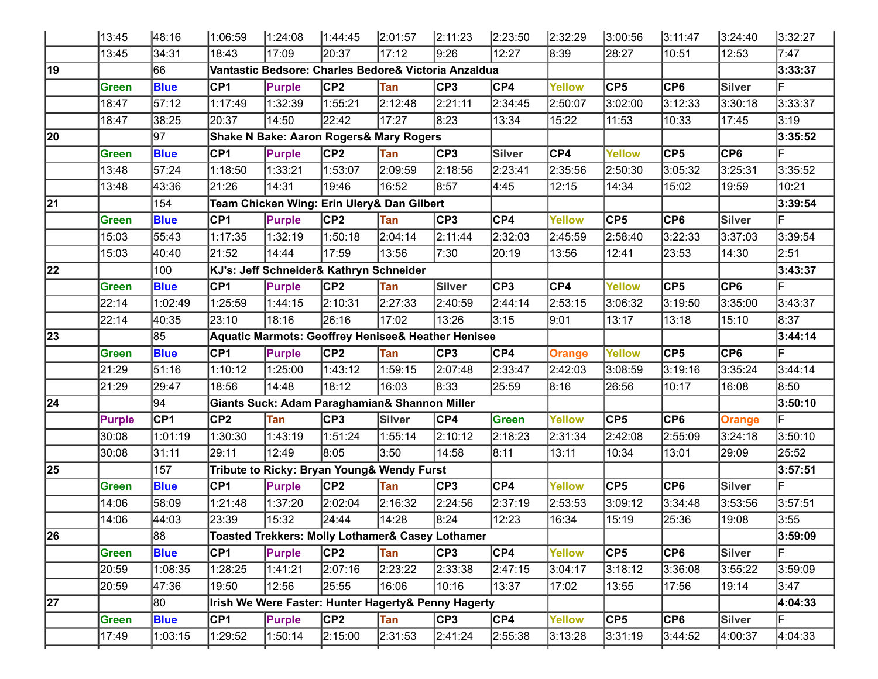|  |  |  |  |  |  |  |  |  |  |  |  |  |  |
|---|---|---|---|---|---|---|---|---|---|---|---|---|---|
|  | 13:45 | 48:16 | 1:06:59 | 1:24:08 | 1:44:45 | 2:01:57 | 2:11:23 | 2:23:50 | 2:32:29 | 3:00:56 | 3:11:47 | 3:24:40 | 3:32:27 |
|  | 13:45 | 34:31 | 18:43 | 17:09 | 20:37 | 17:12 | 9:26 | 12:27 | 8:39 | 28:27 | 10:51 | 12:53 | 7:47 |
| **19** |  | 66 | **Vantastic Bedsore: Charles Bedore& Victoria Anzaldua** |  |  |  |  |  |  |  |  |  | **3:33:37** |
|  | **Green** | **Blue** | **CP1** | **Purple** | **CP2** | **Tan** | **CP3** | **CP4** | **Yellow** | **CP5** | **CP6** | **Silver** | F |
|  | 18:47 | 57:12 | 1:17:49 | 1:32:39 | 1:55:21 | 2:12:48 | 2:21:11 | 2:34:45 | 2:50:07 | 3:02:00 | 3:12:33 | 3:30:18 | 3:33:37 |
|  | 18:47 | 38:25 | 20:37 | 14:50 | 22:42 | 17:27 | 8:23 | 13:34 | 15:22 | 11:53 | 10:33 | 17:45 | 3:19 |
| **20** |  | 97 | **Shake N Bake: Aaron Rogers& Mary Rogers** |  |  |  |  |  |  |  |  |  | **3:35:52** |
|  | **Green** | **Blue** | **CP1** | **Purple** | **CP2** | **Tan** | **CP3** | **Silver** | **CP4** | **Yellow** | **CP5** | **CP6** | F |
|  | 13:48 | 57:24 | 1:18:50 | 1:33:21 | 1:53:07 | 2:09:59 | 2:18:56 | 2:23:41 | 2:35:56 | 2:50:30 | 3:05:32 | 3:25:31 | 3:35:52 |
|  | 13:48 | 43:36 | 21:26 | 14:31 | 19:46 | 16:52 | 8:57 | 4:45 | 12:15 | 14:34 | 15:02 | 19:59 | 10:21 |
| **21** |  | 154 | **Team Chicken Wing: Erin Ulery& Dan Gilbert** |  |  |  |  |  |  |  |  |  | **3:39:54** |
|  | **Green** | **Blue** | **CP1** | **Purple** | **CP2** | **Tan** | **CP3** | **CP4** | **Yellow** | **CP5** | **CP6** | **Silver** | F |
|  | 15:03 | 55:43 | 1:17:35 | 1:32:19 | 1:50:18 | 2:04:14 | 2:11:44 | 2:32:03 | 2:45:59 | 2:58:40 | 3:22:33 | 3:37:03 | 3:39:54 |
|  | 15:03 | 40:40 | 21:52 | 14:44 | 17:59 | 13:56 | 7:30 | 20:19 | 13:56 | 12:41 | 23:53 | 14:30 | 2:51 |
| **22** |  | 100 | **KJ's: Jeff Schneider& Kathryn Schneider** |  |  |  |  |  |  |  |  |  | **3:43:37** |
|  | **Green** | **Blue** | **CP1** | **Purple** | **CP2** | **Tan** | **Silver** | **CP3** | **CP4** | **Yellow** | **CP5** | **CP6** | F |
|  | 22:14 | 1:02:49 | 1:25:59 | 1:44:15 | 2:10:31 | 2:27:33 | 2:40:59 | 2:44:14 | 2:53:15 | 3:06:32 | 3:19:50 | 3:35:00 | 3:43:37 |
|  | 22:14 | 40:35 | 23:10 | 18:16 | 26:16 | 17:02 | 13:26 | 3:15 | 9:01 | 13:17 | 13:18 | 15:10 | 8:37 |
| **23** |  | 85 | **Aquatic Marmots: Geoffrey Henisee& Heather Henisee** |  |  |  |  |  |  |  |  |  | **3:44:14** |
|  | **Green** | **Blue** | **CP1** | **Purple** | **CP2** | **Tan** | **CP3** | **CP4** | **Orange** | **Yellow** | **CP5** | **CP6** | F |
|  | 21:29 | 51:16 | 1:10:12 | 1:25:00 | 1:43:12 | 1:59:15 | 2:07:48 | 2:33:47 | 2:42:03 | 3:08:59 | 3:19:16 | 3:35:24 | 3:44:14 |
|  | 21:29 | 29:47 | 18:56 | 14:48 | 18:12 | 16:03 | 8:33 | 25:59 | 8:16 | 26:56 | 10:17 | 16:08 | 8:50 |
| **24** |  | 94 | **Giants Suck: Adam Paraghamian& Shannon Miller** |  |  |  |  |  |  |  |  |  | **3:50:10** |
|  | **Purple** | **CP1** | **CP2** | **Tan** | **CP3** | **Silver** | **CP4** | **Green** | **Yellow** | **CP5** | **CP6** | **Orange** | F |
|  | 30:08 | 1:01:19 | 1:30:30 | 1:43:19 | 1:51:24 | 1:55:14 | 2:10:12 | 2:18:23 | 2:31:34 | 2:42:08 | 2:55:09 | 3:24:18 | 3:50:10 |
|  | 30:08 | 31:11 | 29:11 | 12:49 | 8:05 | 3:50 | 14:58 | 8:11 | 13:11 | 10:34 | 13:01 | 29:09 | 25:52 |
| **25** |  | 157 | **Tribute to Ricky: Bryan Young& Wendy Furst** |  |  |  |  |  |  |  |  |  | **3:57:51** |
|  | **Green** | **Blue** | **CP1** | **Purple** | **CP2** | **Tan** | **CP3** | **CP4** | **Yellow** | **CP5** | **CP6** | **Silver** | F |
|  | 14:06 | 58:09 | 1:21:48 | 1:37:20 | 2:02:04 | 2:16:32 | 2:24:56 | 2:37:19 | 2:53:53 | 3:09:12 | 3:34:48 | 3:53:56 | 3:57:51 |
|  | 14:06 | 44:03 | 23:39 | 15:32 | 24:44 | 14:28 | 8:24 | 12:23 | 16:34 | 15:19 | 25:36 | 19:08 | 3:55 |
| **26** |  | 88 | **Toasted Trekkers: Molly Lothamer& Casey Lothamer** |  |  |  |  |  |  |  |  |  | **3:59:09** |
|  | **Green** | **Blue** | **CP1** | **Purple** | **CP2** | **Tan** | **CP3** | **CP4** | **Yellow** | **CP5** | **CP6** | **Silver** | F |
|  | 20:59 | 1:08:35 | 1:28:25 | 1:41:21 | 2:07:16 | 2:23:22 | 2:33:38 | 2:47:15 | 3:04:17 | 3:18:12 | 3:36:08 | 3:55:22 | 3:59:09 |
|  | 20:59 | 47:36 | 19:50 | 12:56 | 25:55 | 16:06 | 10:16 | 13:37 | 17:02 | 13:55 | 17:56 | 19:14 | 3:47 |
| **27** |  | 80 | **Irish We Were Faster: Hunter Hagerty& Penny Hagerty** |  |  |  |  |  |  |  |  |  | **4:04:33** |
|  | **Green** | **Blue** | **CP1** | **Purple** | **CP2** | **Tan** | **CP3** | **CP4** | **Yellow** | **CP5** | **CP6** | **Silver** | F |
|  | 17:49 | 1:03:15 | 1:29:52 | 1:50:14 | 2:15:00 | 2:31:53 | 2:41:24 | 2:55:38 | 3:13:28 | 3:31:19 | 3:44:52 | 4:00:37 | 4:04:33 |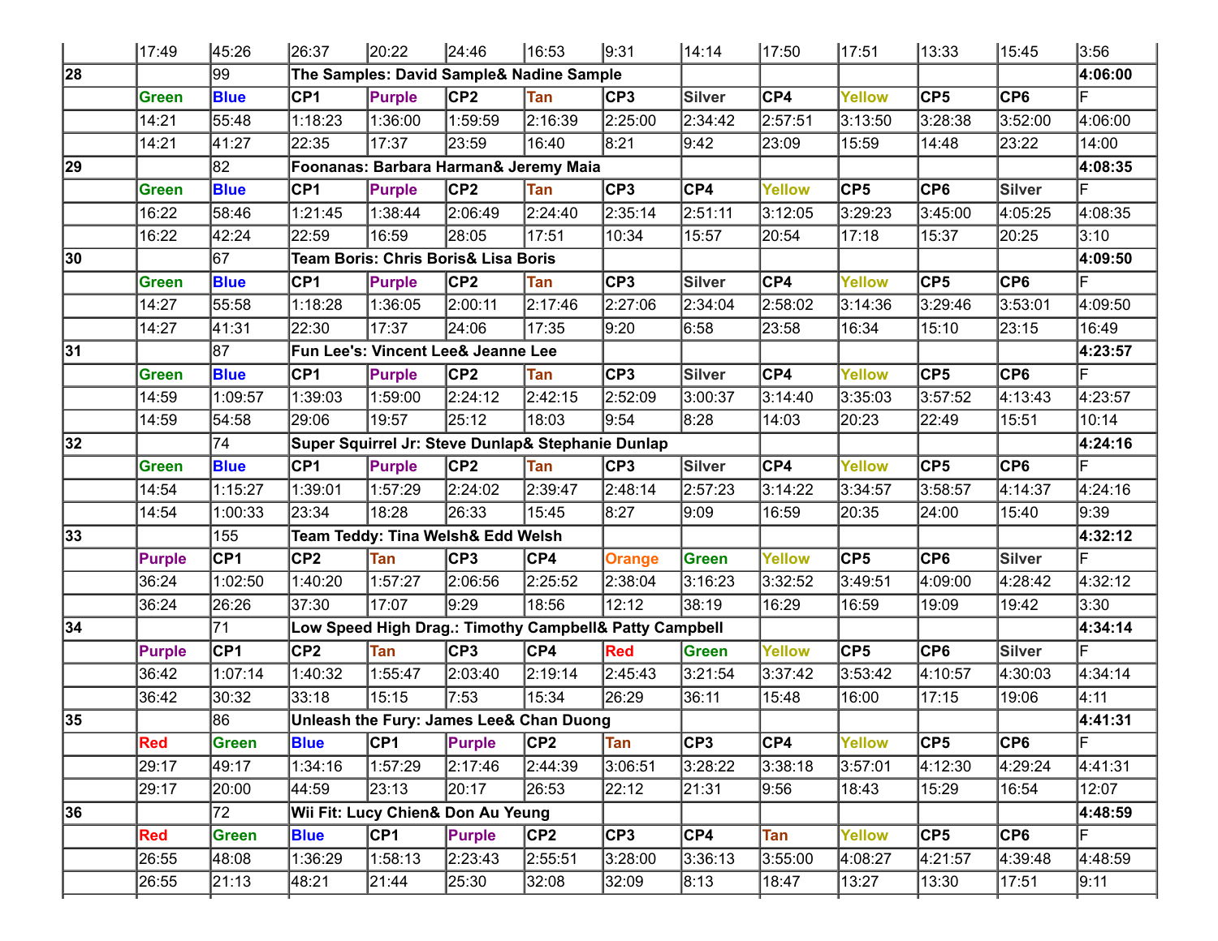| | | | | | | | | | | | | | |
|---|---|---|---|---|---|---|---|---|---|---|---|---|---|
| | 17:49 | 45:26 | 26:37 | 20:22 | 24:46 | 16:53 | 9:31 | 14:14 | 17:50 | 17:51 | 13:33 | 15:45 | 3:56 |
| **28** | | 99 | **The Samples: David Sample& Nadine Sample** | | | | | | | | | | **4:06:00** |
| | Green | Blue | CP1 | Purple | CP2 | Tan | CP3 | Silver | CP4 | Yellow | CP5 | CP6 | F |
| | 14:21 | 55:48 | 1:18:23 | 1:36:00 | 1:59:59 | 2:16:39 | 2:25:00 | 2:34:42 | 2:57:51 | 3:13:50 | 3:28:38 | 3:52:00 | 4:06:00 |
| | 14:21 | 41:27 | 22:35 | 17:37 | 23:59 | 16:40 | 8:21 | 9:42 | 23:09 | 15:59 | 14:48 | 23:22 | 14:00 |
| **29** | | 82 | **Foonanas: Barbara Harman& Jeremy Maia** | | | | | | | | | | **4:08:35** |
| | Green | Blue | CP1 | Purple | CP2 | Tan | CP3 | CP4 | Yellow | CP5 | CP6 | Silver | F |
| | 16:22 | 58:46 | 1:21:45 | 1:38:44 | 2:06:49 | 2:24:40 | 2:35:14 | 2:51:11 | 3:12:05 | 3:29:23 | 3:45:00 | 4:05:25 | 4:08:35 |
| | 16:22 | 42:24 | 22:59 | 16:59 | 28:05 | 17:51 | 10:34 | 15:57 | 20:54 | 17:18 | 15:37 | 20:25 | 3:10 |
| **30** | | 67 | **Team Boris: Chris Boris& Lisa Boris** | | | | | | | | | | **4:09:50** |
| | Green | Blue | CP1 | Purple | CP2 | Tan | CP3 | Silver | CP4 | Yellow | CP5 | CP6 | F |
| | 14:27 | 55:58 | 1:18:28 | 1:36:05 | 2:00:11 | 2:17:46 | 2:27:06 | 2:34:04 | 2:58:02 | 3:14:36 | 3:29:46 | 3:53:01 | 4:09:50 |
| | 14:27 | 41:31 | 22:30 | 17:37 | 24:06 | 17:35 | 9:20 | 6:58 | 23:58 | 16:34 | 15:10 | 23:15 | 16:49 |
| **31** | | 87 | **Fun Lee's: Vincent Lee& Jeanne Lee** | | | | | | | | | | **4:23:57** |
| | Green | Blue | CP1 | Purple | CP2 | Tan | CP3 | Silver | CP4 | Yellow | CP5 | CP6 | F |
| | 14:59 | 1:09:57 | 1:39:03 | 1:59:00 | 2:24:12 | 2:42:15 | 2:52:09 | 3:00:37 | 3:14:40 | 3:35:03 | 3:57:52 | 4:13:43 | 4:23:57 |
| | 14:59 | 54:58 | 29:06 | 19:57 | 25:12 | 18:03 | 9:54 | 8:28 | 14:03 | 20:23 | 22:49 | 15:51 | 10:14 |
| **32** | | 74 | **Super Squirrel Jr: Steve Dunlap& Stephanie Dunlap** | | | | | | | | | | **4:24:16** |
| | Green | Blue | CP1 | Purple | CP2 | Tan | CP3 | Silver | CP4 | Yellow | CP5 | CP6 | F |
| | 14:54 | 1:15:27 | 1:39:01 | 1:57:29 | 2:24:02 | 2:39:47 | 2:48:14 | 2:57:23 | 3:14:22 | 3:34:57 | 3:58:57 | 4:14:37 | 4:24:16 |
| | 14:54 | 1:00:33 | 23:34 | 18:28 | 26:33 | 15:45 | 8:27 | 9:09 | 16:59 | 20:35 | 24:00 | 15:40 | 9:39 |
| **33** | | 155 | **Team Teddy: Tina Welsh& Edd Welsh** | | | | | | | | | | **4:32:12** |
| | Purple | CP1 | CP2 | Tan | CP3 | CP4 | Orange | Green | Yellow | CP5 | CP6 | Silver | F |
| | 36:24 | 1:02:50 | 1:40:20 | 1:57:27 | 2:06:56 | 2:25:52 | 2:38:04 | 3:16:23 | 3:32:52 | 3:49:51 | 4:09:00 | 4:28:42 | 4:32:12 |
| | 36:24 | 26:26 | 37:30 | 17:07 | 9:29 | 18:56 | 12:12 | 38:19 | 16:29 | 16:59 | 19:09 | 19:42 | 3:30 |
| **34** | | 71 | **Low Speed High Drag.: Timothy Campbell& Patty Campbell** | | | | | | | | | | **4:34:14** |
| | Purple | CP1 | CP2 | Tan | CP3 | CP4 | Red | Green | Yellow | CP5 | CP6 | Silver | F |
| | 36:42 | 1:07:14 | 1:40:32 | 1:55:47 | 2:03:40 | 2:19:14 | 2:45:43 | 3:21:54 | 3:37:42 | 3:53:42 | 4:10:57 | 4:30:03 | 4:34:14 |
| | 36:42 | 30:32 | 33:18 | 15:15 | 7:53 | 15:34 | 26:29 | 36:11 | 15:48 | 16:00 | 17:15 | 19:06 | 4:11 |
| **35** | | 86 | **Unleash the Fury: James Lee& Chan Duong** | | | | | | | | | | **4:41:31** |
| | Red | Green | Blue | CP1 | Purple | CP2 | Tan | CP3 | CP4 | Yellow | CP5 | CP6 | F |
| | 29:17 | 49:17 | 1:34:16 | 1:57:29 | 2:17:46 | 2:44:39 | 3:06:51 | 3:28:22 | 3:38:18 | 3:57:01 | 4:12:30 | 4:29:24 | 4:41:31 |
| | 29:17 | 20:00 | 44:59 | 23:13 | 20:17 | 26:53 | 22:12 | 21:31 | 9:56 | 18:43 | 15:29 | 16:54 | 12:07 |
| **36** | | 72 | **Wii Fit: Lucy Chien& Don Au Yeung** | | | | | | | | | | **4:48:59** |
| | Red | Green | Blue | CP1 | Purple | CP2 | CP3 | CP4 | Tan | Yellow | CP5 | CP6 | F |
| | 26:55 | 48:08 | 1:36:29 | 1:58:13 | 2:23:43 | 2:55:51 | 3:28:00 | 3:36:13 | 3:55:00 | 4:08:27 | 4:21:57 | 4:39:48 | 4:48:59 |
| | 26:55 | 21:13 | 48:21 | 21:44 | 25:30 | 32:08 | 32:09 | 8:13 | 18:47 | 13:27 | 13:30 | 17:51 | 9:11 |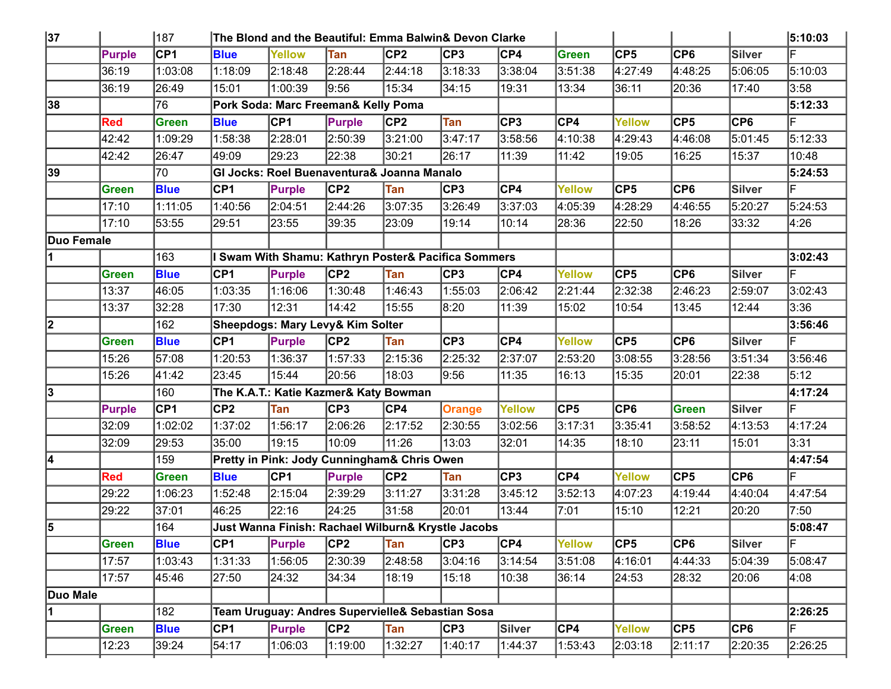| | | | | | | | | | | | | |
|---|---|---|---|---|---|---|---|---|---|---|---|---|
| **37** | | 187 | **The Blond and the Beautiful: Emma Balwin& Devon Clarke** | | | | | | | | | **5:10:03** |
| | Purple | CP1 | Blue | Yellow | Tan | CP2 | CP3 | CP4 | Green | CP5 | CP6 | Silver | F |
| | 36:19 | 1:03:08 | 1:18:09 | 2:18:48 | 2:28:44 | 2:44:18 | 3:18:33 | 3:38:04 | 3:51:38 | 4:27:49 | 4:48:25 | 5:06:05 | 5:10:03 |
| | 36:19 | 26:49 | 15:01 | 1:00:39 | 9:56 | 15:34 | 34:15 | 19:31 | 13:34 | 36:11 | 20:36 | 17:40 | 3:58 |
| **38** | | 76 | **Pork Soda: Marc Freeman& Kelly Poma** | | | | | | | | | | **5:12:33** |
| | Red | Green | Blue | CP1 | Purple | CP2 | Tan | CP3 | CP4 | Yellow | CP5 | CP6 | F |
| | 42:42 | 1:09:29 | 1:58:38 | 2:28:01 | 2:50:39 | 3:21:00 | 3:47:17 | 3:58:56 | 4:10:38 | 4:29:43 | 4:46:08 | 5:01:45 | 5:12:33 |
| | 42:42 | 26:47 | 49:09 | 29:23 | 22:38 | 30:21 | 26:17 | 11:39 | 11:42 | 19:05 | 16:25 | 15:37 | 10:48 |
| **39** | | 70 | **GI Jocks: Roel Buenaventura& Joanna Manalo** | | | | | | | | | | **5:24:53** |
| | Green | Blue | CP1 | Purple | CP2 | Tan | CP3 | CP4 | Yellow | CP5 | CP6 | Silver | F |
| | 17:10 | 1:11:05 | 1:40:56 | 2:04:51 | 2:44:26 | 3:07:35 | 3:26:49 | 3:37:03 | 4:05:39 | 4:28:29 | 4:46:55 | 5:20:27 | 5:24:53 |
| | 17:10 | 53:55 | 29:51 | 23:55 | 39:35 | 23:09 | 19:14 | 10:14 | 28:36 | 22:50 | 18:26 | 33:32 | 4:26 |
| **Duo Female** | | | | | | | | | | | | | |
| **1** | | 163 | **I Swam With Shamu: Kathryn Poster& Pacifica Sommers** | | | | | | | | | | **3:02:43** |
| | Green | Blue | CP1 | Purple | CP2 | Tan | CP3 | CP4 | Yellow | CP5 | CP6 | Silver | F |
| | 13:37 | 46:05 | 1:03:35 | 1:16:06 | 1:30:48 | 1:46:43 | 1:55:03 | 2:06:42 | 2:21:44 | 2:32:38 | 2:46:23 | 2:59:07 | 3:02:43 |
| | 13:37 | 32:28 | 17:30 | 12:31 | 14:42 | 15:55 | 8:20 | 11:39 | 15:02 | 10:54 | 13:45 | 12:44 | 3:36 |
| **2** | | 162 | **Sheepdogs: Mary Levy& Kim Solter** | | | | | | | | | | **3:56:46** |
| | Green | Blue | CP1 | Purple | CP2 | Tan | CP3 | CP4 | Yellow | CP5 | CP6 | Silver | F |
| | 15:26 | 57:08 | 1:20:53 | 1:36:37 | 1:57:33 | 2:15:36 | 2:25:32 | 2:37:07 | 2:53:20 | 3:08:55 | 3:28:56 | 3:51:34 | 3:56:46 |
| | 15:26 | 41:42 | 23:45 | 15:44 | 20:56 | 18:03 | 9:56 | 11:35 | 16:13 | 15:35 | 20:01 | 22:38 | 5:12 |
| **3** | | 160 | **The K.A.T.: Katie Kazmer& Katy Bowman** | | | | | | | | | | **4:17:24** |
| | Purple | CP1 | CP2 | Tan | CP3 | CP4 | Orange | Yellow | CP5 | CP6 | Green | Silver | F |
| | 32:09 | 1:02:02 | 1:37:02 | 1:56:17 | 2:06:26 | 2:17:52 | 2:30:55 | 3:02:56 | 3:17:31 | 3:35:41 | 3:58:52 | 4:13:53 | 4:17:24 |
| | 32:09 | 29:53 | 35:00 | 19:15 | 10:09 | 11:26 | 13:03 | 32:01 | 14:35 | 18:10 | 23:11 | 15:01 | 3:31 |
| **4** | | 159 | **Pretty in Pink: Jody Cunningham& Chris Owen** | | | | | | | | | | **4:47:54** |
| | Red | Green | Blue | CP1 | Purple | CP2 | Tan | CP3 | CP4 | Yellow | CP5 | CP6 | F |
| | 29:22 | 1:06:23 | 1:52:48 | 2:15:04 | 2:39:29 | 3:11:27 | 3:31:28 | 3:45:12 | 3:52:13 | 4:07:23 | 4:19:44 | 4:40:04 | 4:47:54 |
| | 29:22 | 37:01 | 46:25 | 22:16 | 24:25 | 31:58 | 20:01 | 13:44 | 7:01 | 15:10 | 12:21 | 20:20 | 7:50 |
| **5** | | 164 | **Just Wanna Finish: Rachael Wilburn& Krystle Jacobs** | | | | | | | | | | **5:08:47** |
| | Green | Blue | CP1 | Purple | CP2 | Tan | CP3 | CP4 | Yellow | CP5 | CP6 | Silver | F |
| | 17:57 | 1:03:43 | 1:31:33 | 1:56:05 | 2:30:39 | 2:48:58 | 3:04:16 | 3:14:54 | 3:51:08 | 4:16:01 | 4:44:33 | 5:04:39 | 5:08:47 |
| | 17:57 | 45:46 | 27:50 | 24:32 | 34:34 | 18:19 | 15:18 | 10:38 | 36:14 | 24:53 | 28:32 | 20:06 | 4:08 |
| **Duo Male** | | | | | | | | | | | | | |
| **1** | | 182 | **Team Uruguay: Andres Supervielle& Sebastian Sosa** | | | | | | | | | | **2:26:25** |
| | Green | Blue | CP1 | Purple | CP2 | Tan | CP3 | Silver | CP4 | Yellow | CP5 | CP6 | F |
| | 12:23 | 39:24 | 54:17 | 1:06:03 | 1:19:00 | 1:32:27 | 1:40:17 | 1:44:37 | 1:53:43 | 2:03:18 | 2:11:17 | 2:20:35 | 2:26:25 |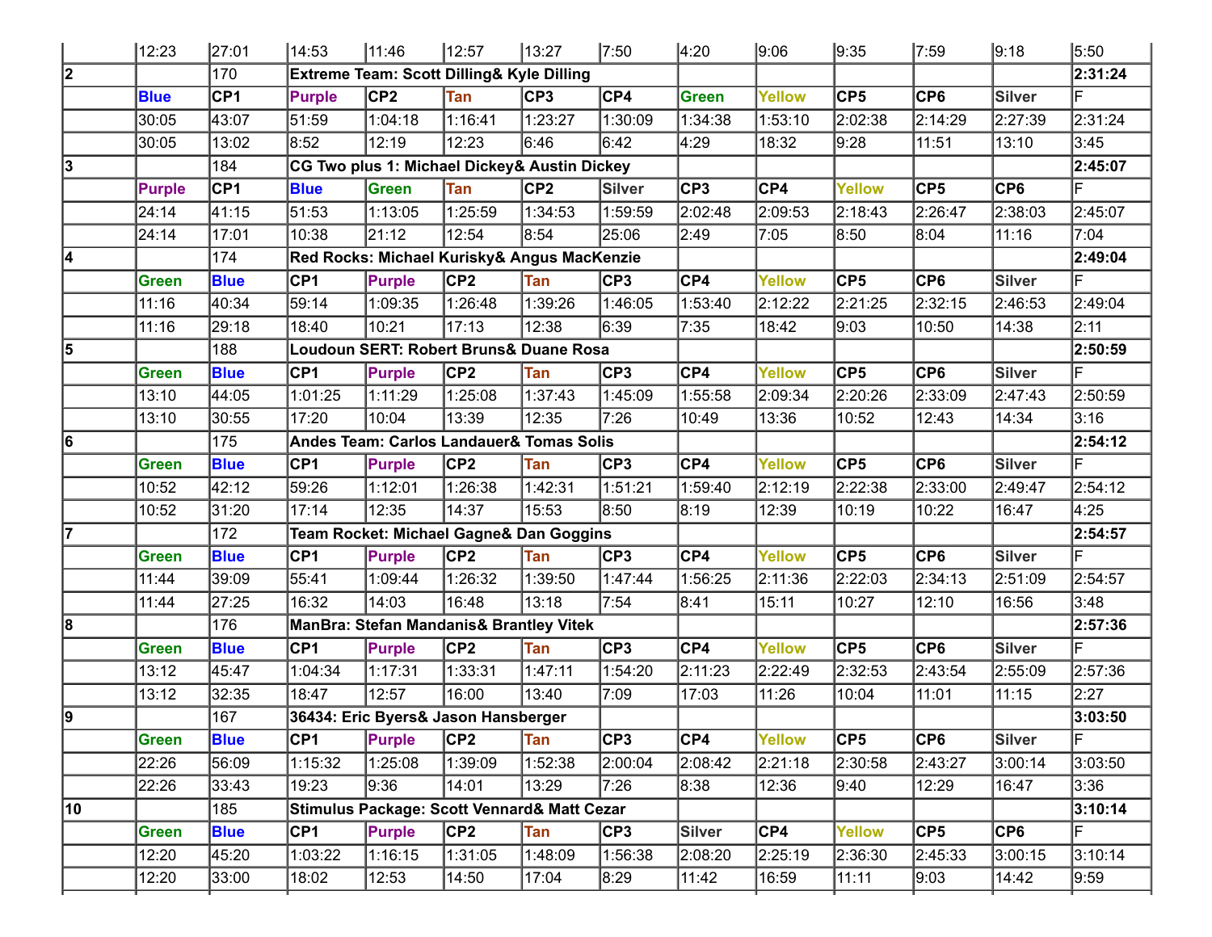|  |  |  |  |  |  |  |  |  |  |  |  |  |  |
|---|---|---|---|---|---|---|---|---|---|---|---|---|---|
|  | 12:23 | 27:01 | 14:53 | 11:46 | 12:57 | 13:27 | 7:50 | 4:20 | 9:06 | 9:35 | 7:59 | 9:18 | 5:50 |
| **2** |  | 170 | **Extreme Team: Scott Dilling& Kyle Dilling** |  |  |  |  |  |  |  |  |  | **2:31:24** |
|  | **Blue** | **CP1** | **Purple** | **CP2** | **Tan** | **CP3** | **CP4** | **Green** | **Yellow** | **CP5** | **CP6** | **Silver** | F |
|  | 30:05 | 43:07 | 51:59 | 1:04:18 | 1:16:41 | 1:23:27 | 1:30:09 | 1:34:38 | 1:53:10 | 2:02:38 | 2:14:29 | 2:27:39 | 2:31:24 |
|  | 30:05 | 13:02 | 8:52 | 12:19 | 12:23 | 6:46 | 6:42 | 4:29 | 18:32 | 9:28 | 11:51 | 13:10 | 3:45 |
| **3** |  | 184 | **CG Two plus 1: Michael Dickey& Austin Dickey** |  |  |  |  |  |  |  |  |  | **2:45:07** |
|  | **Purple** | **CP1** | **Blue** | **Green** | **Tan** | **CP2** | **Silver** | **CP3** | **CP4** | **Yellow** | **CP5** | **CP6** | F |
|  | 24:14 | 41:15 | 51:53 | 1:13:05 | 1:25:59 | 1:34:53 | 1:59:59 | 2:02:48 | 2:09:53 | 2:18:43 | 2:26:47 | 2:38:03 | 2:45:07 |
|  | 24:14 | 17:01 | 10:38 | 21:12 | 12:54 | 8:54 | 25:06 | 2:49 | 7:05 | 8:50 | 8:04 | 11:16 | 7:04 |
| **4** |  | 174 | **Red Rocks: Michael Kurisky& Angus MacKenzie** |  |  |  |  |  |  |  |  |  | **2:49:04** |
|  | **Green** | **Blue** | **CP1** | **Purple** | **CP2** | **Tan** | **CP3** | **CP4** | **Yellow** | **CP5** | **CP6** | **Silver** | F |
|  | 11:16 | 40:34 | 59:14 | 1:09:35 | 1:26:48 | 1:39:26 | 1:46:05 | 1:53:40 | 2:12:22 | 2:21:25 | 2:32:15 | 2:46:53 | 2:49:04 |
|  | 11:16 | 29:18 | 18:40 | 10:21 | 17:13 | 12:38 | 6:39 | 7:35 | 18:42 | 9:03 | 10:50 | 14:38 | 2:11 |
| **5** |  | 188 | **Loudoun SERT: Robert Bruns& Duane Rosa** |  |  |  |  |  |  |  |  |  | **2:50:59** |
|  | **Green** | **Blue** | **CP1** | **Purple** | **CP2** | **Tan** | **CP3** | **CP4** | **Yellow** | **CP5** | **CP6** | **Silver** | F |
|  | 13:10 | 44:05 | 1:01:25 | 1:11:29 | 1:25:08 | 1:37:43 | 1:45:09 | 1:55:58 | 2:09:34 | 2:20:26 | 2:33:09 | 2:47:43 | 2:50:59 |
|  | 13:10 | 30:55 | 17:20 | 10:04 | 13:39 | 12:35 | 7:26 | 10:49 | 13:36 | 10:52 | 12:43 | 14:34 | 3:16 |
| **6** |  | 175 | **Andes Team: Carlos Landauer& Tomas Solis** |  |  |  |  |  |  |  |  |  | **2:54:12** |
|  | **Green** | **Blue** | **CP1** | **Purple** | **CP2** | **Tan** | **CP3** | **CP4** | **Yellow** | **CP5** | **CP6** | **Silver** | F |
|  | 10:52 | 42:12 | 59:26 | 1:12:01 | 1:26:38 | 1:42:31 | 1:51:21 | 1:59:40 | 2:12:19 | 2:22:38 | 2:33:00 | 2:49:47 | 2:54:12 |
|  | 10:52 | 31:20 | 17:14 | 12:35 | 14:37 | 15:53 | 8:50 | 8:19 | 12:39 | 10:19 | 10:22 | 16:47 | 4:25 |
| **7** |  | 172 | **Team Rocket: Michael Gagne& Dan Goggins** |  |  |  |  |  |  |  |  |  | **2:54:57** |
|  | **Green** | **Blue** | **CP1** | **Purple** | **CP2** | **Tan** | **CP3** | **CP4** | **Yellow** | **CP5** | **CP6** | **Silver** | F |
|  | 11:44 | 39:09 | 55:41 | 1:09:44 | 1:26:32 | 1:39:50 | 1:47:44 | 1:56:25 | 2:11:36 | 2:22:03 | 2:34:13 | 2:51:09 | 2:54:57 |
|  | 11:44 | 27:25 | 16:32 | 14:03 | 16:48 | 13:18 | 7:54 | 8:41 | 15:11 | 10:27 | 12:10 | 16:56 | 3:48 |
| **8** |  | 176 | **ManBra: Stefan Mandanis& Brantley Vitek** |  |  |  |  |  |  |  |  |  | **2:57:36** |
|  | **Green** | **Blue** | **CP1** | **Purple** | **CP2** | **Tan** | **CP3** | **CP4** | **Yellow** | **CP5** | **CP6** | **Silver** | F |
|  | 13:12 | 45:47 | 1:04:34 | 1:17:31 | 1:33:31 | 1:47:11 | 1:54:20 | 2:11:23 | 2:22:49 | 2:32:53 | 2:43:54 | 2:55:09 | 2:57:36 |
|  | 13:12 | 32:35 | 18:47 | 12:57 | 16:00 | 13:40 | 7:09 | 17:03 | 11:26 | 10:04 | 11:01 | 11:15 | 2:27 |
| **9** |  | 167 | **36434: Eric Byers& Jason Hansberger** |  |  |  |  |  |  |  |  |  | **3:03:50** |
|  | **Green** | **Blue** | **CP1** | **Purple** | **CP2** | **Tan** | **CP3** | **CP4** | **Yellow** | **CP5** | **CP6** | **Silver** | F |
|  | 22:26 | 56:09 | 1:15:32 | 1:25:08 | 1:39:09 | 1:52:38 | 2:00:04 | 2:08:42 | 2:21:18 | 2:30:58 | 2:43:27 | 3:00:14 | 3:03:50 |
|  | 22:26 | 33:43 | 19:23 | 9:36 | 14:01 | 13:29 | 7:26 | 8:38 | 12:36 | 9:40 | 12:29 | 16:47 | 3:36 |
| **10** |  | 185 | **Stimulus Package: Scott Vennard& Matt Cezar** |  |  |  |  |  |  |  |  |  | **3:10:14** |
|  | **Green** | **Blue** | **CP1** | **Purple** | **CP2** | **Tan** | **CP3** | **Silver** | **CP4** | **Yellow** | **CP5** | **CP6** | F |
|  | 12:20 | 45:20 | 1:03:22 | 1:16:15 | 1:31:05 | 1:48:09 | 1:56:38 | 2:08:20 | 2:25:19 | 2:36:30 | 2:45:33 | 3:00:15 | 3:10:14 |
|  | 12:20 | 33:00 | 18:02 | 12:53 | 14:50 | 17:04 | 8:29 | 11:42 | 16:59 | 11:11 | 9:03 | 14:42 | 9:59 |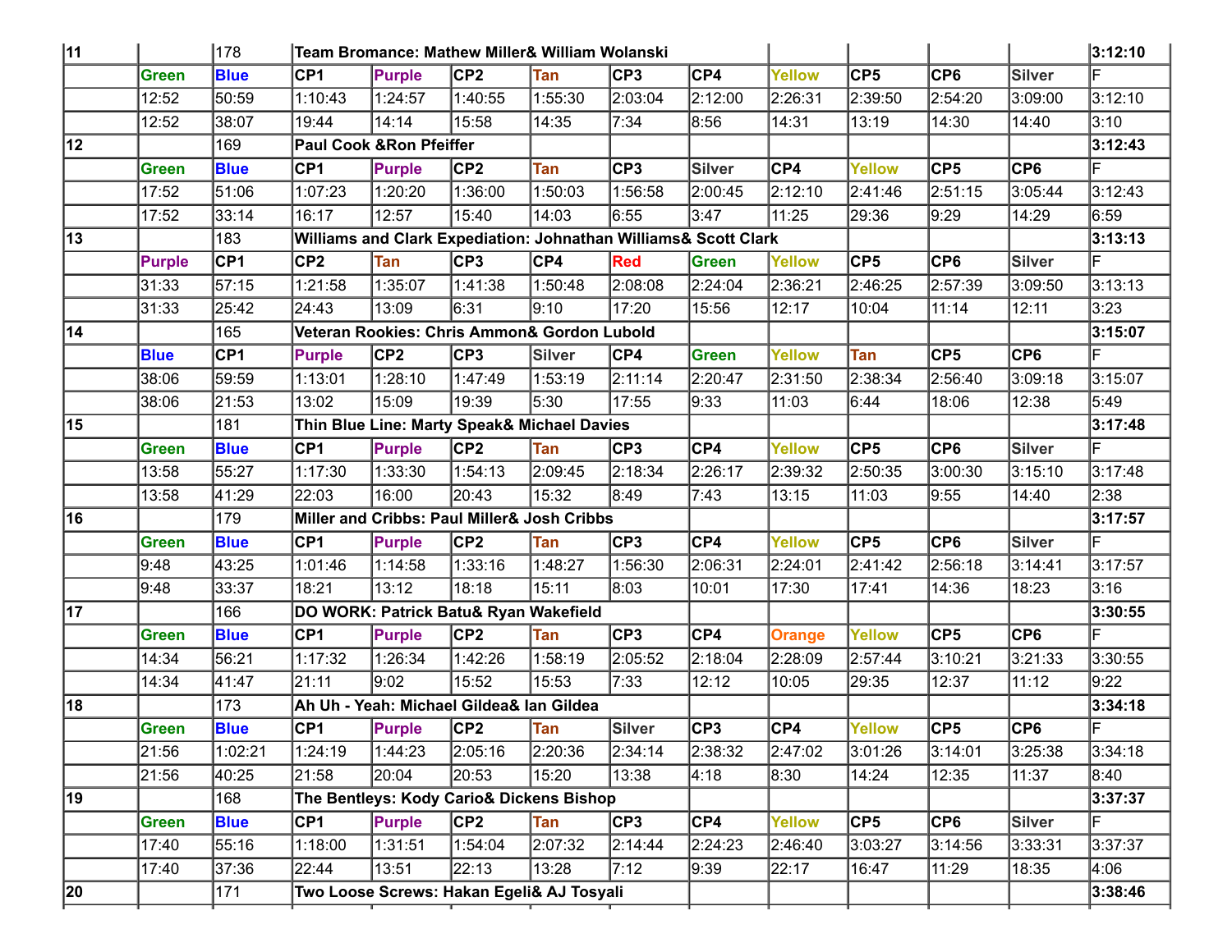| 11 | | 178 | Team Bromance: Mathew Miller& William Wolanski | | | | | | | | | | 3:12:10 |
|---|---|---|---|---|---|---|---|---|---|---|---|---|---|
| | Green | Blue | CP1 | Purple | CP2 | Tan | CP3 | CP4 | Yellow | CP5 | CP6 | Silver | F |
| | 12:52 | 50:59 | 1:10:43 | 1:24:57 | 1:40:55 | 1:55:30 | 2:03:04 | 2:12:00 | 2:26:31 | 2:39:50 | 2:54:20 | 3:09:00 | 3:12:10 |
| | 12:52 | 38:07 | 19:44 | 14:14 | 15:58 | 14:35 | 7:34 | 8:56 | 14:31 | 13:19 | 14:30 | 14:40 | 3:10 |
| 12 | | 169 | Paul Cook &Ron Pfeiffer | | | | | | | | | | 3:12:43 |
| | Green | Blue | CP1 | Purple | CP2 | Tan | CP3 | Silver | CP4 | Yellow | CP5 | CP6 | F |
| | 17:52 | 51:06 | 1:07:23 | 1:20:20 | 1:36:00 | 1:50:03 | 1:56:58 | 2:00:45 | 2:12:10 | 2:41:46 | 2:51:15 | 3:05:44 | 3:12:43 |
| | 17:52 | 33:14 | 16:17 | 12:57 | 15:40 | 14:03 | 6:55 | 3:47 | 11:25 | 29:36 | 9:29 | 14:29 | 6:59 |
| 13 | | 183 | Williams and Clark Expediation: Johnathan Williams& Scott Clark | | | | | | | | | | 3:13:13 |
| | Purple | CP1 | CP2 | Tan | CP3 | CP4 | Red | Green | Yellow | CP5 | CP6 | Silver | F |
| | 31:33 | 57:15 | 1:21:58 | 1:35:07 | 1:41:38 | 1:50:48 | 2:08:08 | 2:24:04 | 2:36:21 | 2:46:25 | 2:57:39 | 3:09:50 | 3:13:13 |
| | 31:33 | 25:42 | 24:43 | 13:09 | 6:31 | 9:10 | 17:20 | 15:56 | 12:17 | 10:04 | 11:14 | 12:11 | 3:23 |
| 14 | | 165 | Veteran Rookies: Chris Ammon& Gordon Lubold | | | | | | | | | | 3:15:07 |
| | Blue | CP1 | Purple | CP2 | CP3 | Silver | CP4 | Green | Yellow | Tan | CP5 | CP6 | F |
| | 38:06 | 59:59 | 1:13:01 | 1:28:10 | 1:47:49 | 1:53:19 | 2:11:14 | 2:20:47 | 2:31:50 | 2:38:34 | 2:56:40 | 3:09:18 | 3:15:07 |
| | 38:06 | 21:53 | 13:02 | 15:09 | 19:39 | 5:30 | 17:55 | 9:33 | 11:03 | 6:44 | 18:06 | 12:38 | 5:49 |
| 15 | | 181 | Thin Blue Line: Marty Speak& Michael Davies | | | | | | | | | | 3:17:48 |
| | Green | Blue | CP1 | Purple | CP2 | Tan | CP3 | CP4 | Yellow | CP5 | CP6 | Silver | F |
| | 13:58 | 55:27 | 1:17:30 | 1:33:30 | 1:54:13 | 2:09:45 | 2:18:34 | 2:26:17 | 2:39:32 | 2:50:35 | 3:00:30 | 3:15:10 | 3:17:48 |
| | 13:58 | 41:29 | 22:03 | 16:00 | 20:43 | 15:32 | 8:49 | 7:43 | 13:15 | 11:03 | 9:55 | 14:40 | 2:38 |
| 16 | | 179 | Miller and Cribbs: Paul Miller& Josh Cribbs | | | | | | | | | | 3:17:57 |
| | Green | Blue | CP1 | Purple | CP2 | Tan | CP3 | CP4 | Yellow | CP5 | CP6 | Silver | F |
| | 9:48 | 43:25 | 1:01:46 | 1:14:58 | 1:33:16 | 1:48:27 | 1:56:30 | 2:06:31 | 2:24:01 | 2:41:42 | 2:56:18 | 3:14:41 | 3:17:57 |
| | 9:48 | 33:37 | 18:21 | 13:12 | 18:18 | 15:11 | 8:03 | 10:01 | 17:30 | 17:41 | 14:36 | 18:23 | 3:16 |
| 17 | | 166 | DO WORK: Patrick Batu& Ryan Wakefield | | | | | | | | | | 3:30:55 |
| | Green | Blue | CP1 | Purple | CP2 | Tan | CP3 | CP4 | Orange | Yellow | CP5 | CP6 | F |
| | 14:34 | 56:21 | 1:17:32 | 1:26:34 | 1:42:26 | 1:58:19 | 2:05:52 | 2:18:04 | 2:28:09 | 2:57:44 | 3:10:21 | 3:21:33 | 3:30:55 |
| | 14:34 | 41:47 | 21:11 | 9:02 | 15:52 | 15:53 | 7:33 | 12:12 | 10:05 | 29:35 | 12:37 | 11:12 | 9:22 |
| 18 | | 173 | Ah Uh - Yeah: Michael Gildea& Ian Gildea | | | | | | | | | | 3:34:18 |
| | Green | Blue | CP1 | Purple | CP2 | Tan | Silver | CP3 | CP4 | Yellow | CP5 | CP6 | F |
| | 21:56 | 1:02:21 | 1:24:19 | 1:44:23 | 2:05:16 | 2:20:36 | 2:34:14 | 2:38:32 | 2:47:02 | 3:01:26 | 3:14:01 | 3:25:38 | 3:34:18 |
| | 21:56 | 40:25 | 21:58 | 20:04 | 20:53 | 15:20 | 13:38 | 4:18 | 8:30 | 14:24 | 12:35 | 11:37 | 8:40 |
| 19 | | 168 | The Bentleys: Kody Cario& Dickens Bishop | | | | | | | | | | 3:37:37 |
| | Green | Blue | CP1 | Purple | CP2 | Tan | CP3 | CP4 | Yellow | CP5 | CP6 | Silver | F |
| | 17:40 | 55:16 | 1:18:00 | 1:31:51 | 1:54:04 | 2:07:32 | 2:14:44 | 2:24:23 | 2:46:40 | 3:03:27 | 3:14:56 | 3:33:31 | 3:37:37 |
| | 17:40 | 37:36 | 22:44 | 13:51 | 22:13 | 13:28 | 7:12 | 9:39 | 22:17 | 16:47 | 11:29 | 18:35 | 4:06 |
| 20 | | 171 | Two Loose Screws: Hakan Egeli& AJ Tosyali | | | | | | | | | | 3:38:46 |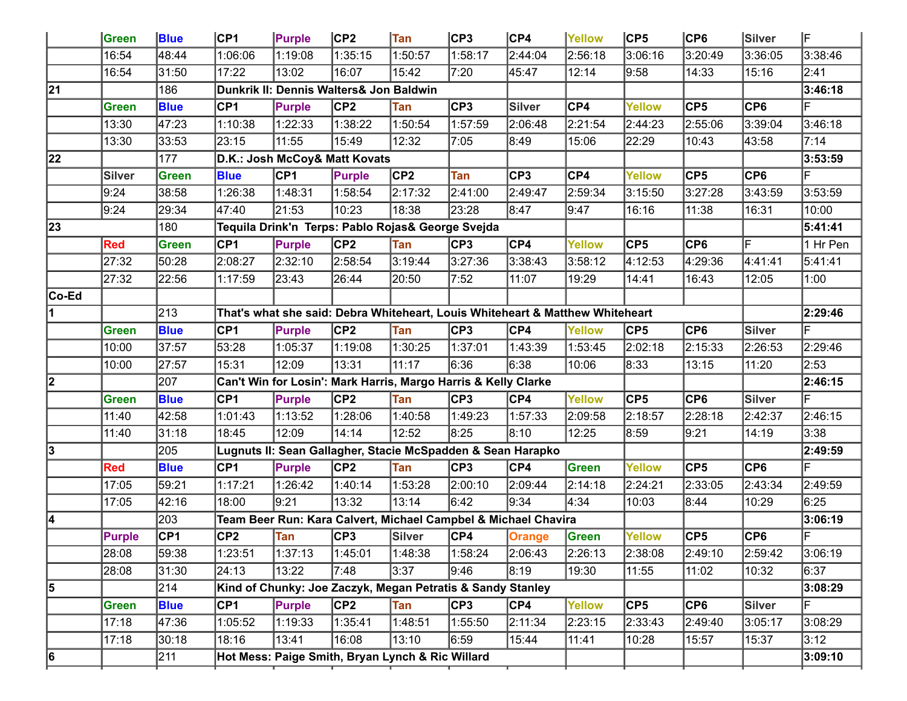| | | | | | | | | | | | | | |
|---|---|---|---|---|---|---|---|---|---|---|---|---|---|
| | Green | Blue | CP1 | Purple | CP2 | Tan | CP3 | CP4 | Yellow | CP5 | CP6 | Silver | F |
| | 16:54 | 48:44 | 1:06:06 | 1:19:08 | 1:35:15 | 1:50:57 | 1:58:17 | 2:44:04 | 2:56:18 | 3:06:16 | 3:20:49 | 3:36:05 | 3:38:46 |
| | 16:54 | 31:50 | 17:22 | 13:02 | 16:07 | 15:42 | 7:20 | 45:47 | 12:14 | 9:58 | 14:33 | 15:16 | 2:41 |
| **21** | | 186 | **Dunkrik II: Dennis Walters& Jon Baldwin** | | | | | | | | | | **3:46:18** |
| | Green | Blue | CP1 | Purple | CP2 | Tan | CP3 | Silver | CP4 | Yellow | CP5 | CP6 | F |
| | 13:30 | 47:23 | 1:10:38 | 1:22:33 | 1:38:22 | 1:50:54 | 1:57:59 | 2:06:48 | 2:21:54 | 2:44:23 | 2:55:06 | 3:39:04 | 3:46:18 |
| | 13:30 | 33:53 | 23:15 | 11:55 | 15:49 | 12:32 | 7:05 | 8:49 | 15:06 | 22:29 | 10:43 | 43:58 | 7:14 |
| **22** | | 177 | **D.K.: Josh McCoy& Matt Kovats** | | | | | | | | | | **3:53:59** |
| | Silver | Green | Blue | CP1 | Purple | CP2 | Tan | CP3 | CP4 | Yellow | CP5 | CP6 | F |
| | 9:24 | 38:58 | 1:26:38 | 1:48:31 | 1:58:54 | 2:17:32 | 2:41:00 | 2:49:47 | 2:59:34 | 3:15:50 | 3:27:28 | 3:43:59 | 3:53:59 |
| | 9:24 | 29:34 | 47:40 | 21:53 | 10:23 | 18:38 | 23:28 | 8:47 | 9:47 | 16:16 | 11:38 | 16:31 | 10:00 |
| **23** | | 180 | **Tequila Drink'n Terps: Pablo Rojas& George Svejda** | | | | | | | | | | **5:41:41** |
| | Red | Green | CP1 | Purple | CP2 | Tan | CP3 | CP4 | Yellow | CP5 | CP6 | F | 1 Hr Pen |
| | 27:32 | 50:28 | 2:08:27 | 2:32:10 | 2:58:54 | 3:19:44 | 3:27:36 | 3:38:43 | 3:58:12 | 4:12:53 | 4:29:36 | 4:41:41 | 5:41:41 |
| | 27:32 | 22:56 | 1:17:59 | 23:43 | 26:44 | 20:50 | 7:52 | 11:07 | 19:29 | 14:41 | 16:43 | 12:05 | 1:00 |
| **Co-Ed** | | | | | | | | | | | | | |
| **1** | | 213 | **That's what she said: Debra Whiteheart, Louis Whiteheart & Matthew Whiteheart** | | | | | | | | | | **2:29:46** |
| | Green | Blue | CP1 | Purple | CP2 | Tan | CP3 | CP4 | Yellow | CP5 | CP6 | Silver | F |
| | 10:00 | 37:57 | 53:28 | 1:05:37 | 1:19:08 | 1:30:25 | 1:37:01 | 1:43:39 | 1:53:45 | 2:02:18 | 2:15:33 | 2:26:53 | 2:29:46 |
| | 10:00 | 27:57 | 15:31 | 12:09 | 13:31 | 11:17 | 6:36 | 6:38 | 10:06 | 8:33 | 13:15 | 11:20 | 2:53 |
| **2** | | 207 | **Can't Win for Losin': Mark Harris, Margo Harris & Kelly Clarke** | | | | | | | | | | **2:46:15** |
| | Green | Blue | CP1 | Purple | CP2 | Tan | CP3 | CP4 | Yellow | CP5 | CP6 | Silver | F |
| | 11:40 | 42:58 | 1:01:43 | 1:13:52 | 1:28:06 | 1:40:58 | 1:49:23 | 1:57:33 | 2:09:58 | 2:18:57 | 2:28:18 | 2:42:37 | 2:46:15 |
| | 11:40 | 31:18 | 18:45 | 12:09 | 14:14 | 12:52 | 8:25 | 8:10 | 12:25 | 8:59 | 9:21 | 14:19 | 3:38 |
| **3** | | 205 | **Lugnuts II: Sean Gallagher, Stacie McSpadden & Sean Harapko** | | | | | | | | | | **2:49:59** |
| | Red | Blue | CP1 | Purple | CP2 | Tan | CP3 | CP4 | Green | Yellow | CP5 | CP6 | F |
| | 17:05 | 59:21 | 1:17:21 | 1:26:42 | 1:40:14 | 1:53:28 | 2:00:10 | 2:09:44 | 2:14:18 | 2:24:21 | 2:33:05 | 2:43:34 | 2:49:59 |
| | 17:05 | 42:16 | 18:00 | 9:21 | 13:32 | 13:14 | 6:42 | 9:34 | 4:34 | 10:03 | 8:44 | 10:29 | 6:25 |
| **4** | | 203 | **Team Beer Run: Kara Calvert, Michael Campbel & Michael Chavira** | | | | | | | | | | **3:06:19** |
| | Purple | CP1 | CP2 | Tan | CP3 | Silver | CP4 | Orange | Green | Yellow | CP5 | CP6 | F |
| | 28:08 | 59:38 | 1:23:51 | 1:37:13 | 1:45:01 | 1:48:38 | 1:58:24 | 2:06:43 | 2:26:13 | 2:38:08 | 2:49:10 | 2:59:42 | 3:06:19 |
| | 28:08 | 31:30 | 24:13 | 13:22 | 7:48 | 3:37 | 9:46 | 8:19 | 19:30 | 11:55 | 11:02 | 10:32 | 6:37 |
| **5** | | 214 | **Kind of Chunky: Joe Zaczyk, Megan Petratis & Sandy Stanley** | | | | | | | | | | **3:08:29** |
| | Green | Blue | CP1 | Purple | CP2 | Tan | CP3 | CP4 | Yellow | CP5 | CP6 | Silver | F |
| | 17:18 | 47:36 | 1:05:52 | 1:19:33 | 1:35:41 | 1:48:51 | 1:55:50 | 2:11:34 | 2:23:15 | 2:33:43 | 2:49:40 | 3:05:17 | 3:08:29 |
| | 17:18 | 30:18 | 18:16 | 13:41 | 16:08 | 13:10 | 6:59 | 15:44 | 11:41 | 10:28 | 15:57 | 15:37 | 3:12 |
| **6** | | 211 | **Hot Mess: Paige Smith, Bryan Lynch & Ric Willard** | | | | | | | | | | **3:09:10** |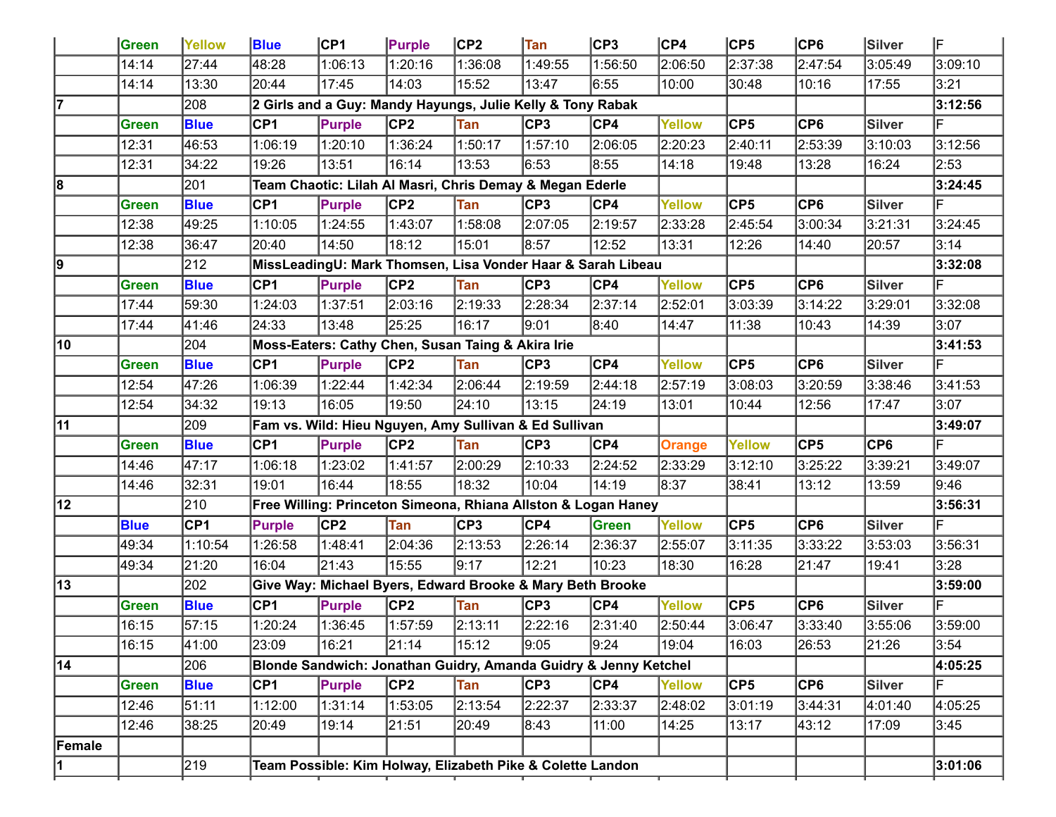|  | Green | Yellow | Blue | CP1 | Purple | CP2 | Tan | CP3 | CP4 | CP5 | CP6 | Silver | F |
|---|---|---|---|---|---|---|---|---|---|---|---|---|---|
|  | 14:14 | 27:44 | 48:28 | 1:06:13 | 1:20:16 | 1:36:08 | 1:49:55 | 1:56:50 | 2:06:50 | 2:37:38 | 2:47:54 | 3:05:49 | 3:09:10 |
|  | 14:14 | 13:30 | 20:44 | 17:45 | 14:03 | 15:52 | 13:47 | 6:55 | 10:00 | 30:48 | 10:16 | 17:55 | 3:21 |
| **7** |  | 208 | **2 Girls and a Guy: Mandy Hayungs, Julie Kelly & Tony Rabak** |  |  |  |  |  |  |  |  |  | **3:12:56** |
|  | Green | Blue | CP1 | Purple | CP2 | Tan | CP3 | CP4 | Yellow | CP5 | CP6 | Silver | F |
|  | 12:31 | 46:53 | 1:06:19 | 1:20:10 | 1:36:24 | 1:50:17 | 1:57:10 | 2:06:05 | 2:20:23 | 2:40:11 | 2:53:39 | 3:10:03 | 3:12:56 |
|  | 12:31 | 34:22 | 19:26 | 13:51 | 16:14 | 13:53 | 6:53 | 8:55 | 14:18 | 19:48 | 13:28 | 16:24 | 2:53 |
| **8** |  | 201 | **Team Chaotic: Lilah Al Masri, Chris Demay & Megan Ederle** |  |  |  |  |  |  |  |  |  | **3:24:45** |
|  | Green | Blue | CP1 | Purple | CP2 | Tan | CP3 | CP4 | Yellow | CP5 | CP6 | Silver | F |
|  | 12:38 | 49:25 | 1:10:05 | 1:24:55 | 1:43:07 | 1:58:08 | 2:07:05 | 2:19:57 | 2:33:28 | 2:45:54 | 3:00:34 | 3:21:31 | 3:24:45 |
|  | 12:38 | 36:47 | 20:40 | 14:50 | 18:12 | 15:01 | 8:57 | 12:52 | 13:31 | 12:26 | 14:40 | 20:57 | 3:14 |
| **9** |  | 212 | **MissLeadingU: Mark Thomsen, Lisa Vonder Haar & Sarah Libeau** |  |  |  |  |  |  |  |  |  | **3:32:08** |
|  | Green | Blue | CP1 | Purple | CP2 | Tan | CP3 | CP4 | Yellow | CP5 | CP6 | Silver | F |
|  | 17:44 | 59:30 | 1:24:03 | 1:37:51 | 2:03:16 | 2:19:33 | 2:28:34 | 2:37:14 | 2:52:01 | 3:03:39 | 3:14:22 | 3:29:01 | 3:32:08 |
|  | 17:44 | 41:46 | 24:33 | 13:48 | 25:25 | 16:17 | 9:01 | 8:40 | 14:47 | 11:38 | 10:43 | 14:39 | 3:07 |
| **10** |  | 204 | **Moss-Eaters: Cathy Chen, Susan Taing & Akira Irie** |  |  |  |  |  |  |  |  |  | **3:41:53** |
|  | Green | Blue | CP1 | Purple | CP2 | Tan | CP3 | CP4 | Yellow | CP5 | CP6 | Silver | F |
|  | 12:54 | 47:26 | 1:06:39 | 1:22:44 | 1:42:34 | 2:06:44 | 2:19:59 | 2:44:18 | 2:57:19 | 3:08:03 | 3:20:59 | 3:38:46 | 3:41:53 |
|  | 12:54 | 34:32 | 19:13 | 16:05 | 19:50 | 24:10 | 13:15 | 24:19 | 13:01 | 10:44 | 12:56 | 17:47 | 3:07 |
| **11** |  | 209 | **Fam vs. Wild: Hieu Nguyen, Amy Sullivan & Ed Sullivan** |  |  |  |  |  |  |  |  |  | **3:49:07** |
|  | Green | Blue | CP1 | Purple | CP2 | Tan | CP3 | CP4 | Orange | Yellow | CP5 | CP6 | F |
|  | 14:46 | 47:17 | 1:06:18 | 1:23:02 | 1:41:57 | 2:00:29 | 2:10:33 | 2:24:52 | 2:33:29 | 3:12:10 | 3:25:22 | 3:39:21 | 3:49:07 |
|  | 14:46 | 32:31 | 19:01 | 16:44 | 18:55 | 18:32 | 10:04 | 14:19 | 8:37 | 38:41 | 13:12 | 13:59 | 9:46 |
| **12** |  | 210 | **Free Willing: Princeton Simeona, Rhiana Allston & Logan Haney** |  |  |  |  |  |  |  |  |  | **3:56:31** |
|  | Blue | CP1 | Purple | CP2 | Tan | CP3 | CP4 | Green | Yellow | CP5 | CP6 | Silver | F |
|  | 49:34 | 1:10:54 | 1:26:58 | 1:48:41 | 2:04:36 | 2:13:53 | 2:26:14 | 2:36:37 | 2:55:07 | 3:11:35 | 3:33:22 | 3:53:03 | 3:56:31 |
|  | 49:34 | 21:20 | 16:04 | 21:43 | 15:55 | 9:17 | 12:21 | 10:23 | 18:30 | 16:28 | 21:47 | 19:41 | 3:28 |
| **13** |  | 202 | **Give Way: Michael Byers, Edward Brooke & Mary Beth Brooke** |  |  |  |  |  |  |  |  |  | **3:59:00** |
|  | Green | Blue | CP1 | Purple | CP2 | Tan | CP3 | CP4 | Yellow | CP5 | CP6 | Silver | F |
|  | 16:15 | 57:15 | 1:20:24 | 1:36:45 | 1:57:59 | 2:13:11 | 2:22:16 | 2:31:40 | 2:50:44 | 3:06:47 | 3:33:40 | 3:55:06 | 3:59:00 |
|  | 16:15 | 41:00 | 23:09 | 16:21 | 21:14 | 15:12 | 9:05 | 9:24 | 19:04 | 16:03 | 26:53 | 21:26 | 3:54 |
| **14** |  | 206 | **Blonde Sandwich: Jonathan Guidry, Amanda Guidry & Jenny Ketchel** |  |  |  |  |  |  |  |  |  | **4:05:25** |
|  | Green | Blue | CP1 | Purple | CP2 | Tan | CP3 | CP4 | Yellow | CP5 | CP6 | Silver | F |
|  | 12:46 | 51:11 | 1:12:00 | 1:31:14 | 1:53:05 | 2:13:54 | 2:22:37 | 2:33:37 | 2:48:02 | 3:01:19 | 3:44:31 | 4:01:40 | 4:05:25 |
|  | 12:46 | 38:25 | 20:49 | 19:14 | 21:51 | 20:49 | 8:43 | 11:00 | 14:25 | 13:17 | 43:12 | 17:09 | 3:45 |
| **Female** |  |  |  |  |  |  |  |  |  |  |  |  |  |
| **1** |  | 219 | **Team Possible: Kim Holway, Elizabeth Pike & Colette Landon** |  |  |  |  |  |  |  |  |  | **3:01:06** |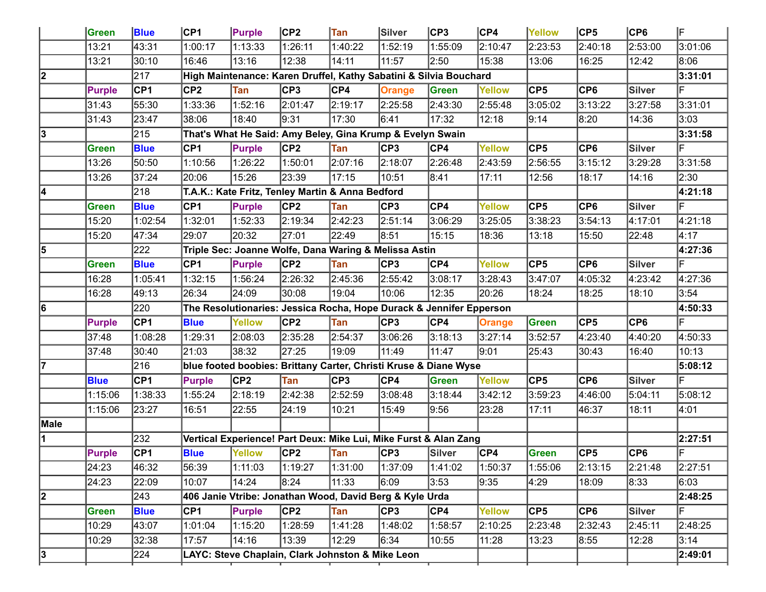| | Green | Blue | CP1 | Purple | CP2 | Tan | Silver | CP3 | CP4 | Yellow | CP5 | CP6 | F |
|---|---|---|---|---|---|---|---|---|---|---|---|---|---|
| | 13:21 | 43:31 | 1:00:17 | 1:13:33 | 1:26:11 | 1:40:22 | 1:52:19 | 1:55:09 | 2:10:47 | 2:23:53 | 2:40:18 | 2:53:00 | 3:01:06 |
| | 13:21 | 30:10 | 16:46 | 13:16 | 12:38 | 14:11 | 11:57 | 2:50 | 15:38 | 13:06 | 16:25 | 12:42 | 8:06 |
| **2** | | 217 | **High Maintenance: Karen Druffel, Kathy Sabatini & Silvia Bouchard** | | | | | | | | | | **3:31:01** |
| | **Purple** | **CP1** | **CP2** | **Tan** | **CP3** | **CP4** | **Orange** | **Green** | **Yellow** | **CP5** | **CP6** | **Silver** | F |
| | 31:43 | 55:30 | 1:33:36 | 1:52:16 | 2:01:47 | 2:19:17 | 2:25:58 | 2:43:30 | 2:55:48 | 3:05:02 | 3:13:22 | 3:27:58 | 3:31:01 |
| | 31:43 | 23:47 | 38:06 | 18:40 | 9:31 | 17:30 | 6:41 | 17:32 | 12:18 | 9:14 | 8:20 | 14:36 | 3:03 |
| **3** | | 215 | **That's What He Said: Amy Beley, Gina Krump & Evelyn Swain** | | | | | | | | | | **3:31:58** |
| | **Green** | **Blue** | **CP1** | **Purple** | **CP2** | **Tan** | **CP3** | **CP4** | **Yellow** | **CP5** | **CP6** | **Silver** | F |
| | 13:26 | 50:50 | 1:10:56 | 1:26:22 | 1:50:01 | 2:07:16 | 2:18:07 | 2:26:48 | 2:43:59 | 2:56:55 | 3:15:12 | 3:29:28 | 3:31:58 |
| | 13:26 | 37:24 | 20:06 | 15:26 | 23:39 | 17:15 | 10:51 | 8:41 | 17:11 | 12:56 | 18:17 | 14:16 | 2:30 |
| **4** | | 218 | **T.A.K.: Kate Fritz, Tenley Martin & Anna Bedford** | | | | | | | | | | **4:21:18** |
| | **Green** | **Blue** | **CP1** | **Purple** | **CP2** | **Tan** | **CP3** | **CP4** | **Yellow** | **CP5** | **CP6** | **Silver** | F |
| | 15:20 | 1:02:54 | 1:32:01 | 1:52:33 | 2:19:34 | 2:42:23 | 2:51:14 | 3:06:29 | 3:25:05 | 3:38:23 | 3:54:13 | 4:17:01 | 4:21:18 |
| | 15:20 | 47:34 | 29:07 | 20:32 | 27:01 | 22:49 | 8:51 | 15:15 | 18:36 | 13:18 | 15:50 | 22:48 | 4:17 |
| **5** | | 222 | **Triple Sec: Joanne Wolfe, Dana Waring & Melissa Astin** | | | | | | | | | | **4:27:36** |
| | **Green** | **Blue** | **CP1** | **Purple** | **CP2** | **Tan** | **CP3** | **CP4** | **Yellow** | **CP5** | **CP6** | **Silver** | F |
| | 16:28 | 1:05:41 | 1:32:15 | 1:56:24 | 2:26:32 | 2:45:36 | 2:55:42 | 3:08:17 | 3:28:43 | 3:47:07 | 4:05:32 | 4:23:42 | 4:27:36 |
| | 16:28 | 49:13 | 26:34 | 24:09 | 30:08 | 19:04 | 10:06 | 12:35 | 20:26 | 18:24 | 18:25 | 18:10 | 3:54 |
| **6** | | 220 | **The Resolutionaries: Jessica Rocha, Hope Durack & Jennifer Epperson** | | | | | | | | | | **4:50:33** |
| | **Purple** | **CP1** | **Blue** | **Yellow** | **CP2** | **Tan** | **CP3** | **CP4** | **Orange** | **Green** | **CP5** | **CP6** | F |
| | 37:48 | 1:08:28 | 1:29:31 | 2:08:03 | 2:35:28 | 2:54:37 | 3:06:26 | 3:18:13 | 3:27:14 | 3:52:57 | 4:23:40 | 4:40:20 | 4:50:33 |
| | 37:48 | 30:40 | 21:03 | 38:32 | 27:25 | 19:09 | 11:49 | 11:47 | 9:01 | 25:43 | 30:43 | 16:40 | 10:13 |
| **7** | | 216 | **blue footed boobies: Brittany Carter, Christi Kruse & Diane Wyse** | | | | | | | | | | **5:08:12** |
| | **Blue** | **CP1** | **Purple** | **CP2** | **Tan** | **CP3** | **CP4** | **Green** | **Yellow** | **CP5** | **CP6** | **Silver** | F |
| | 1:15:06 | 1:38:33 | 1:55:24 | 2:18:19 | 2:42:38 | 2:52:59 | 3:08:48 | 3:18:44 | 3:42:12 | 3:59:23 | 4:46:00 | 5:04:11 | 5:08:12 |
| | 1:15:06 | 23:27 | 16:51 | 22:55 | 24:19 | 10:21 | 15:49 | 9:56 | 23:28 | 17:11 | 46:37 | 18:11 | 4:01 |
| **Male** | | | | | | | | | | | | | |
| **1** | | 232 | **Vertical Experience! Part Deux: Mike Lui, Mike Furst & Alan Zang** | | | | | | | | | | **2:27:51** |
| | **Purple** | **CP1** | **Blue** | **Yellow** | **CP2** | **Tan** | **CP3** | **Silver** | **CP4** | **Green** | **CP5** | **CP6** | F |
| | 24:23 | 46:32 | 56:39 | 1:11:03 | 1:19:27 | 1:31:00 | 1:37:09 | 1:41:02 | 1:50:37 | 1:55:06 | 2:13:15 | 2:21:48 | 2:27:51 |
| | 24:23 | 22:09 | 10:07 | 14:24 | 8:24 | 11:33 | 6:09 | 3:53 | 9:35 | 4:29 | 18:09 | 8:33 | 6:03 |
| **2** | | 243 | **406 Janie Vtribe: Jonathan Wood, David Berg & Kyle Urda** | | | | | | | | | | **2:48:25** |
| | **Green** | **Blue** | **CP1** | **Purple** | **CP2** | **Tan** | **CP3** | **CP4** | **Yellow** | **CP5** | **CP6** | **Silver** | F |
| | 10:29 | 43:07 | 1:01:04 | 1:15:20 | 1:28:59 | 1:41:28 | 1:48:02 | 1:58:57 | 2:10:25 | 2:23:48 | 2:32:43 | 2:45:11 | 2:48:25 |
| | 10:29 | 32:38 | 17:57 | 14:16 | 13:39 | 12:29 | 6:34 | 10:55 | 11:28 | 13:23 | 8:55 | 12:28 | 3:14 |
| **3** | | 224 | **LAYC: Steve Chaplain, Clark Johnston & Mike Leon** | | | | | | | | | | **2:49:01** |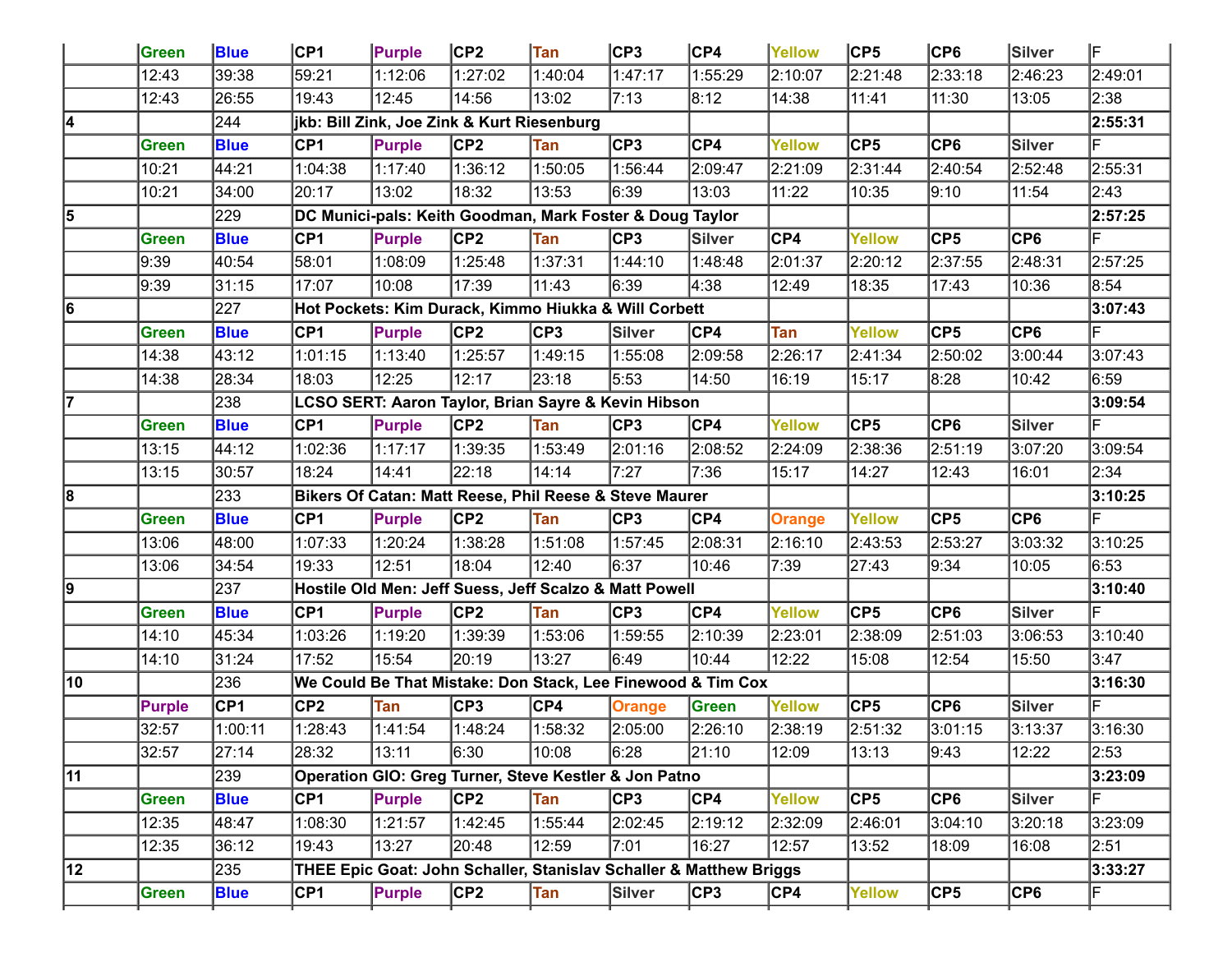| | Green | Blue | CP1 | Purple | CP2 | Tan | CP3 | CP4 | Yellow | CP5 | CP6 | Silver | F |
|---|---|---|---|---|---|---|---|---|---|---|---|---|---|
| | 12:43 | 39:38 | 59:21 | 1:12:06 | 1:27:02 | 1:40:04 | 1:47:17 | 1:55:29 | 2:10:07 | 2:21:48 | 2:33:18 | 2:46:23 | 2:49:01 |
| | 12:43 | 26:55 | 19:43 | 12:45 | 14:56 | 13:02 | 7:13 | 8:12 | 14:38 | 11:41 | 11:30 | 13:05 | 2:38 |
| **4** | | 244 | **jkb: Bill Zink, Joe Zink & Kurt Riesenburg** | | | | | | | | | | **2:55:31** |
| | Green | Blue | CP1 | Purple | CP2 | Tan | CP3 | CP4 | Yellow | CP5 | CP6 | Silver | F |
| | 10:21 | 44:21 | 1:04:38 | 1:17:40 | 1:36:12 | 1:50:05 | 1:56:44 | 2:09:47 | 2:21:09 | 2:31:44 | 2:40:54 | 2:52:48 | 2:55:31 |
| | 10:21 | 34:00 | 20:17 | 13:02 | 18:32 | 13:53 | 6:39 | 13:03 | 11:22 | 10:35 | 9:10 | 11:54 | 2:43 |
| **5** | | 229 | **DC Munici-pals: Keith Goodman, Mark Foster & Doug Taylor** | | | | | | | | | | **2:57:25** |
| | Green | Blue | CP1 | Purple | CP2 | Tan | CP3 | Silver | CP4 | Yellow | CP5 | CP6 | F |
| | 9:39 | 40:54 | 58:01 | 1:08:09 | 1:25:48 | 1:37:31 | 1:44:10 | 1:48:48 | 2:01:37 | 2:20:12 | 2:37:55 | 2:48:31 | 2:57:25 |
| | 9:39 | 31:15 | 17:07 | 10:08 | 17:39 | 11:43 | 6:39 | 4:38 | 12:49 | 18:35 | 17:43 | 10:36 | 8:54 |
| **6** | | 227 | **Hot Pockets: Kim Durack, Kimmo Hiukka & Will Corbett** | | | | | | | | | | **3:07:43** |
| | Green | Blue | CP1 | Purple | CP2 | CP3 | Silver | CP4 | Tan | Yellow | CP5 | CP6 | F |
| | 14:38 | 43:12 | 1:01:15 | 1:13:40 | 1:25:57 | 1:49:15 | 1:55:08 | 2:09:58 | 2:26:17 | 2:41:34 | 2:50:02 | 3:00:44 | 3:07:43 |
| | 14:38 | 28:34 | 18:03 | 12:25 | 12:17 | 23:18 | 5:53 | 14:50 | 16:19 | 15:17 | 8:28 | 10:42 | 6:59 |
| **7** | | 238 | **LCSO SERT: Aaron Taylor, Brian Sayre & Kevin Hibson** | | | | | | | | | | **3:09:54** |
| | Green | Blue | CP1 | Purple | CP2 | Tan | CP3 | CP4 | Yellow | CP5 | CP6 | Silver | F |
| | 13:15 | 44:12 | 1:02:36 | 1:17:17 | 1:39:35 | 1:53:49 | 2:01:16 | 2:08:52 | 2:24:09 | 2:38:36 | 2:51:19 | 3:07:20 | 3:09:54 |
| | 13:15 | 30:57 | 18:24 | 14:41 | 22:18 | 14:14 | 7:27 | 7:36 | 15:17 | 14:27 | 12:43 | 16:01 | 2:34 |
| **8** | | 233 | **Bikers Of Catan: Matt Reese, Phil Reese & Steve Maurer** | | | | | | | | | | **3:10:25** |
| | Green | Blue | CP1 | Purple | CP2 | Tan | CP3 | CP4 | Orange | Yellow | CP5 | CP6 | F |
| | 13:06 | 48:00 | 1:07:33 | 1:20:24 | 1:38:28 | 1:51:08 | 1:57:45 | 2:08:31 | 2:16:10 | 2:43:53 | 2:53:27 | 3:03:32 | 3:10:25 |
| | 13:06 | 34:54 | 19:33 | 12:51 | 18:04 | 12:40 | 6:37 | 10:46 | 7:39 | 27:43 | 9:34 | 10:05 | 6:53 |
| **9** | | 237 | **Hostile Old Men: Jeff Suess, Jeff Scalzo & Matt Powell** | | | | | | | | | | **3:10:40** |
| | Green | Blue | CP1 | Purple | CP2 | Tan | CP3 | CP4 | Yellow | CP5 | CP6 | Silver | F |
| | 14:10 | 45:34 | 1:03:26 | 1:19:20 | 1:39:39 | 1:53:06 | 1:59:55 | 2:10:39 | 2:23:01 | 2:38:09 | 2:51:03 | 3:06:53 | 3:10:40 |
| | 14:10 | 31:24 | 17:52 | 15:54 | 20:19 | 13:27 | 6:49 | 10:44 | 12:22 | 15:08 | 12:54 | 15:50 | 3:47 |
| **10** | | 236 | **We Could Be That Mistake: Don Stack, Lee Finewood & Tim Cox** | | | | | | | | | | **3:16:30** |
| | Purple | CP1 | CP2 | Tan | CP3 | CP4 | Orange | Green | Yellow | CP5 | CP6 | Silver | F |
| | 32:57 | 1:00:11 | 1:28:43 | 1:41:54 | 1:48:24 | 1:58:32 | 2:05:00 | 2:26:10 | 2:38:19 | 2:51:32 | 3:01:15 | 3:13:37 | 3:16:30 |
| | 32:57 | 27:14 | 28:32 | 13:11 | 6:30 | 10:08 | 6:28 | 21:10 | 12:09 | 13:13 | 9:43 | 12:22 | 2:53 |
| **11** | | 239 | **Operation GIO: Greg Turner, Steve Kestler & Jon Patno** | | | | | | | | | | **3:23:09** |
| | Green | Blue | CP1 | Purple | CP2 | Tan | CP3 | CP4 | Yellow | CP5 | CP6 | Silver | F |
| | 12:35 | 48:47 | 1:08:30 | 1:21:57 | 1:42:45 | 1:55:44 | 2:02:45 | 2:19:12 | 2:32:09 | 2:46:01 | 3:04:10 | 3:20:18 | 3:23:09 |
| | 12:35 | 36:12 | 19:43 | 13:27 | 20:48 | 12:59 | 7:01 | 16:27 | 12:57 | 13:52 | 18:09 | 16:08 | 2:51 |
| **12** | | 235 | **THEE Epic Goat: John Schaller, Stanislav Schaller & Matthew Briggs** | | | | | | | | | | **3:33:27** |
| | Green | Blue | CP1 | Purple | CP2 | Tan | Silver | CP3 | CP4 | Yellow | CP5 | CP6 | F |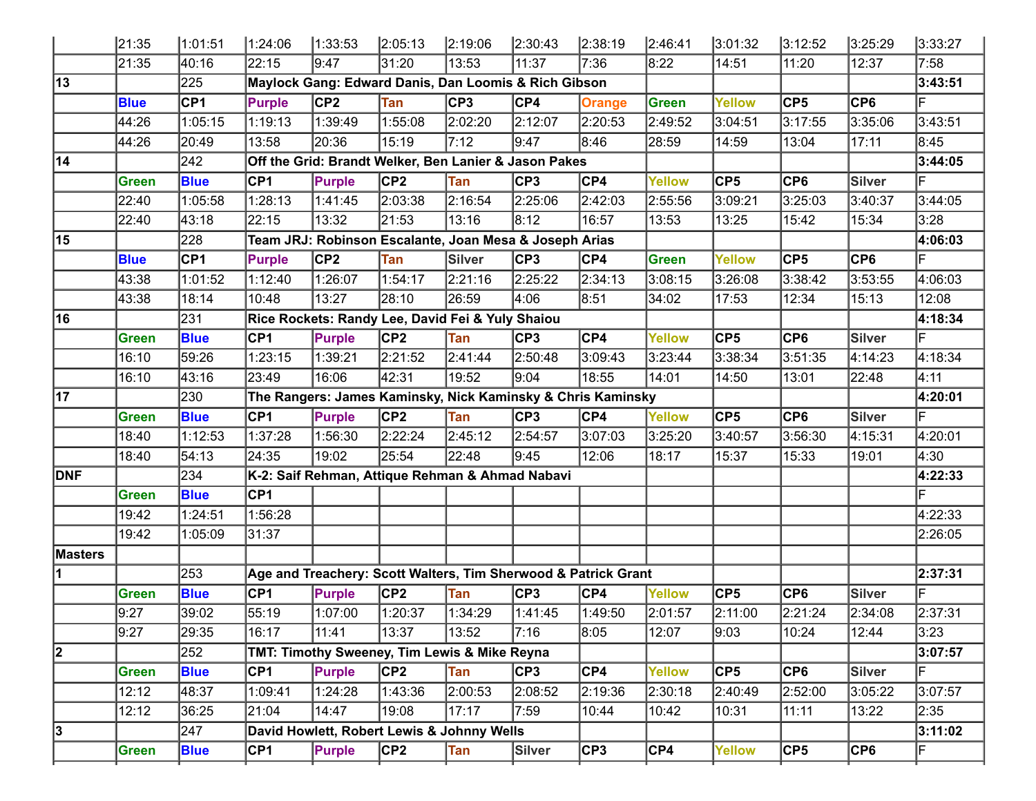| | | | | | | | | | | | | | |
|---|---|---|---|---|---|---|---|---|---|---|---|---|---|
| | 21:35 | 1:01:51 | 1:24:06 | 1:33:53 | 2:05:13 | 2:19:06 | 2:30:43 | 2:38:19 | 2:46:41 | 3:01:32 | 3:12:52 | 3:25:29 | 3:33:27 |
| | 21:35 | 40:16 | 22:15 | 9:47 | 31:20 | 13:53 | 11:37 | 7:36 | 8:22 | 14:51 | 11:20 | 12:37 | 7:58 |
| **13** | | 225 | **Maylock Gang: Edward Danis, Dan Loomis & Rich Gibson** | | | | | | | | | | **3:43:51** |
| | **Blue** | **CP1** | **Purple** | **CP2** | **Tan** | **CP3** | **CP4** | **Orange** | **Green** | **Yellow** | **CP5** | **CP6** | F |
| | 44:26 | 1:05:15 | 1:19:13 | 1:39:49 | 1:55:08 | 2:02:20 | 2:12:07 | 2:20:53 | 2:49:52 | 3:04:51 | 3:17:55 | 3:35:06 | 3:43:51 |
| | 44:26 | 20:49 | 13:58 | 20:36 | 15:19 | 7:12 | 9:47 | 8:46 | 28:59 | 14:59 | 13:04 | 17:11 | 8:45 |
| **14** | | 242 | **Off the Grid: Brandt Welker, Ben Lanier & Jason Pakes** | | | | | | | | | | **3:44:05** |
| | **Green** | **Blue** | **CP1** | **Purple** | **CP2** | **Tan** | **CP3** | **CP4** | **Yellow** | **CP5** | **CP6** | **Silver** | F |
| | 22:40 | 1:05:58 | 1:28:13 | 1:41:45 | 2:03:38 | 2:16:54 | 2:25:06 | 2:42:03 | 2:55:56 | 3:09:21 | 3:25:03 | 3:40:37 | 3:44:05 |
| | 22:40 | 43:18 | 22:15 | 13:32 | 21:53 | 13:16 | 8:12 | 16:57 | 13:53 | 13:25 | 15:42 | 15:34 | 3:28 |
| **15** | | 228 | **Team JRJ: Robinson Escalante, Joan Mesa & Joseph Arias** | | | | | | | | | | **4:06:03** |
| | **Blue** | **CP1** | **Purple** | **CP2** | **Tan** | **Silver** | **CP3** | **CP4** | **Green** | **Yellow** | **CP5** | **CP6** | F |
| | 43:38 | 1:01:52 | 1:12:40 | 1:26:07 | 1:54:17 | 2:21:16 | 2:25:22 | 2:34:13 | 3:08:15 | 3:26:08 | 3:38:42 | 3:53:55 | 4:06:03 |
| | 43:38 | 18:14 | 10:48 | 13:27 | 28:10 | 26:59 | 4:06 | 8:51 | 34:02 | 17:53 | 12:34 | 15:13 | 12:08 |
| **16** | | 231 | **Rice Rockets: Randy Lee, David Fei & Yuly Shaiou** | | | | | | | | | | **4:18:34** |
| | **Green** | **Blue** | **CP1** | **Purple** | **CP2** | **Tan** | **CP3** | **CP4** | **Yellow** | **CP5** | **CP6** | **Silver** | F |
| | 16:10 | 59:26 | 1:23:15 | 1:39:21 | 2:21:52 | 2:41:44 | 2:50:48 | 3:09:43 | 3:23:44 | 3:38:34 | 3:51:35 | 4:14:23 | 4:18:34 |
| | 16:10 | 43:16 | 23:49 | 16:06 | 42:31 | 19:52 | 9:04 | 18:55 | 14:01 | 14:50 | 13:01 | 22:48 | 4:11 |
| **17** | | 230 | **The Rangers: James Kaminsky, Nick Kaminsky & Chris Kaminsky** | | | | | | | | | | **4:20:01** |
| | **Green** | **Blue** | **CP1** | **Purple** | **CP2** | **Tan** | **CP3** | **CP4** | **Yellow** | **CP5** | **CP6** | **Silver** | F |
| | 18:40 | 1:12:53 | 1:37:28 | 1:56:30 | 2:22:24 | 2:45:12 | 2:54:57 | 3:07:03 | 3:25:20 | 3:40:57 | 3:56:30 | 4:15:31 | 4:20:01 |
| | 18:40 | 54:13 | 24:35 | 19:02 | 25:54 | 22:48 | 9:45 | 12:06 | 18:17 | 15:37 | 15:33 | 19:01 | 4:30 |
| **DNF** | | 234 | **K-2: Saif Rehman, Attique Rehman & Ahmad Nabavi** | | | | | | | | | | **4:22:33** |
| | **Green** | **Blue** | **CP1** | | | | | | | | | | F |
| | 19:42 | 1:24:51 | 1:56:28 | | | | | | | | | | 4:22:33 |
| | 19:42 | 1:05:09 | 31:37 | | | | | | | | | | 2:26:05 |
| **Masters** | | | | | | | | | | | | | |
| **1** | | 253 | **Age and Treachery: Scott Walters, Tim Sherwood & Patrick Grant** | | | | | | | | | | **2:37:31** |
| | **Green** | **Blue** | **CP1** | **Purple** | **CP2** | **Tan** | **CP3** | **CP4** | **Yellow** | **CP5** | **CP6** | **Silver** | F |
| | 9:27 | 39:02 | 55:19 | 1:07:00 | 1:20:37 | 1:34:29 | 1:41:45 | 1:49:50 | 2:01:57 | 2:11:00 | 2:21:24 | 2:34:08 | 2:37:31 |
| | 9:27 | 29:35 | 16:17 | 11:41 | 13:37 | 13:52 | 7:16 | 8:05 | 12:07 | 9:03 | 10:24 | 12:44 | 3:23 |
| **2** | | 252 | **TMT: Timothy Sweeney, Tim Lewis & Mike Reyna** | | | | | | | | | | **3:07:57** |
| | **Green** | **Blue** | **CP1** | **Purple** | **CP2** | **Tan** | **CP3** | **CP4** | **Yellow** | **CP5** | **CP6** | **Silver** | F |
| | 12:12 | 48:37 | 1:09:41 | 1:24:28 | 1:43:36 | 2:00:53 | 2:08:52 | 2:19:36 | 2:30:18 | 2:40:49 | 2:52:00 | 3:05:22 | 3:07:57 |
| | 12:12 | 36:25 | 21:04 | 14:47 | 19:08 | 17:17 | 7:59 | 10:44 | 10:42 | 10:31 | 11:11 | 13:22 | 2:35 |
| **3** | | 247 | **David Howlett, Robert Lewis & Johnny Wells** | | | | | | | | | | **3:11:02** |
| | **Green** | **Blue** | **CP1** | **Purple** | **CP2** | **Tan** | **Silver** | **CP3** | **CP4** | **Yellow** | **CP5** | **CP6** | F |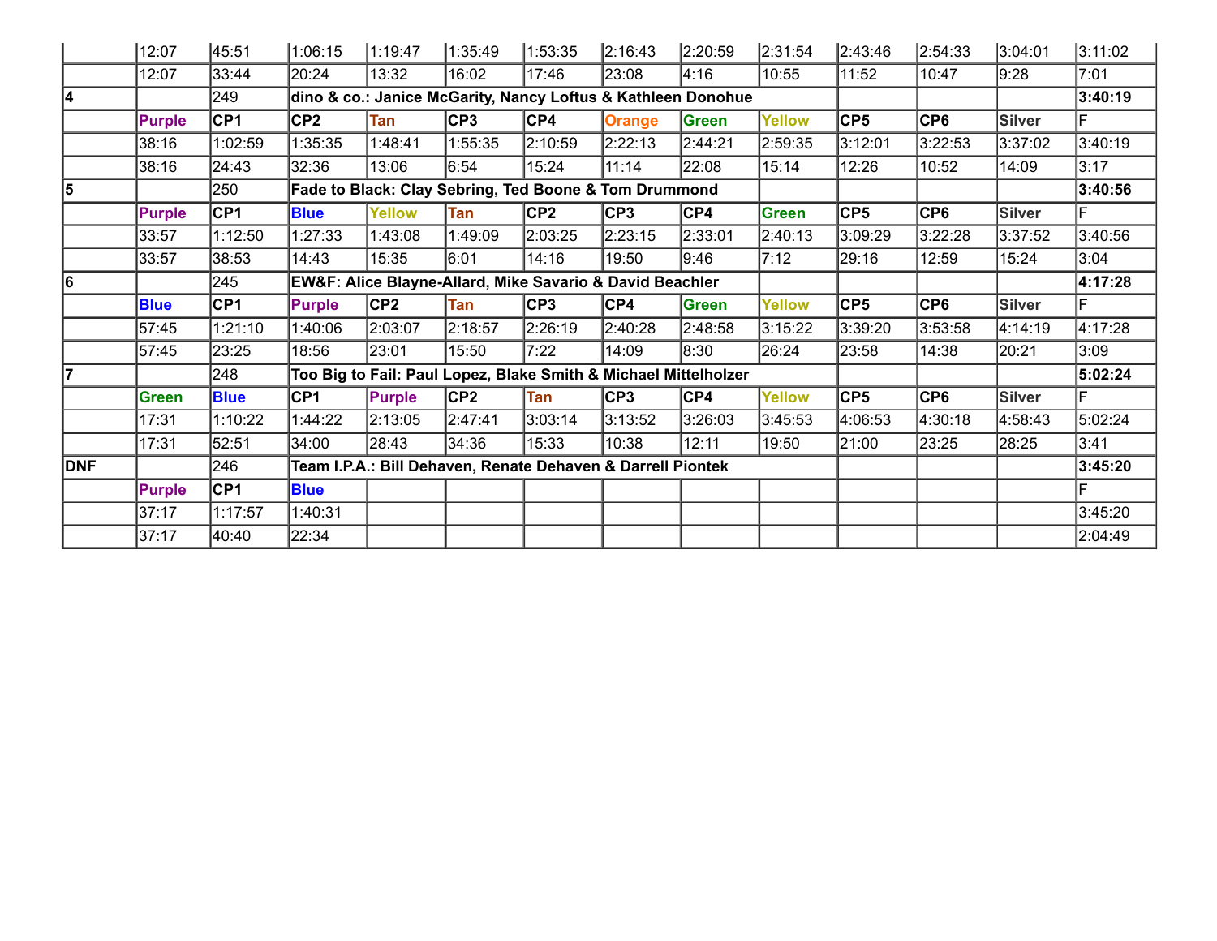| | | | | | | | | | | | | | |
|---|---|---|---|---|---|---|---|---|---|---|---|---|---|
| | 12:07 | 45:51 | 1:06:15 | 1:19:47 | 1:35:49 | 1:53:35 | 2:16:43 | 2:20:59 | 2:31:54 | 2:43:46 | 2:54:33 | 3:04:01 | 3:11:02 |
| | 12:07 | 33:44 | 20:24 | 13:32 | 16:02 | 17:46 | 23:08 | 4:16 | 10:55 | 11:52 | 10:47 | 9:28 | 7:01 |
| **4** | | 249 | **dino & co.: Janice McGarity, Nancy Loftus & Kathleen Donohue** | | | | | | | | | | **3:40:19** |
| | **Purple** | **CP1** | **CP2** | **Tan** | **CP3** | **CP4** | **Orange** | **Green** | **Yellow** | **CP5** | **CP6** | **Silver** | F |
| | 38:16 | 1:02:59 | 1:35:35 | 1:48:41 | 1:55:35 | 2:10:59 | 2:22:13 | 2:44:21 | 2:59:35 | 3:12:01 | 3:22:53 | 3:37:02 | 3:40:19 |
| | 38:16 | 24:43 | 32:36 | 13:06 | 6:54 | 15:24 | 11:14 | 22:08 | 15:14 | 12:26 | 10:52 | 14:09 | 3:17 |
| **5** | | 250 | **Fade to Black: Clay Sebring, Ted Boone & Tom Drummond** | | | | | | | | | | **3:40:56** |
| | **Purple** | **CP1** | **Blue** | **Yellow** | **Tan** | **CP2** | **CP3** | **CP4** | **Green** | **CP5** | **CP6** | **Silver** | F |
| | 33:57 | 1:12:50 | 1:27:33 | 1:43:08 | 1:49:09 | 2:03:25 | 2:23:15 | 2:33:01 | 2:40:13 | 3:09:29 | 3:22:28 | 3:37:52 | 3:40:56 |
| | 33:57 | 38:53 | 14:43 | 15:35 | 6:01 | 14:16 | 19:50 | 9:46 | 7:12 | 29:16 | 12:59 | 15:24 | 3:04 |
| **6** | | 245 | **EW&F: Alice Blayne-Allard, Mike Savario & David Beachler** | | | | | | | | | | **4:17:28** |
| | **Blue** | **CP1** | **Purple** | **CP2** | **Tan** | **CP3** | **CP4** | **Green** | **Yellow** | **CP5** | **CP6** | **Silver** | F |
| | 57:45 | 1:21:10 | 1:40:06 | 2:03:07 | 2:18:57 | 2:26:19 | 2:40:28 | 2:48:58 | 3:15:22 | 3:39:20 | 3:53:58 | 4:14:19 | 4:17:28 |
| | 57:45 | 23:25 | 18:56 | 23:01 | 15:50 | 7:22 | 14:09 | 8:30 | 26:24 | 23:58 | 14:38 | 20:21 | 3:09 |
| **7** | | 248 | **Too Big to Fail: Paul Lopez, Blake Smith & Michael Mittelholzer** | | | | | | | | | | **5:02:24** |
| | **Green** | **Blue** | **CP1** | **Purple** | **CP2** | **Tan** | **CP3** | **CP4** | **Yellow** | **CP5** | **CP6** | **Silver** | F |
| | 17:31 | 1:10:22 | 1:44:22 | 2:13:05 | 2:47:41 | 3:03:14 | 3:13:52 | 3:26:03 | 3:45:53 | 4:06:53 | 4:30:18 | 4:58:43 | 5:02:24 |
| | 17:31 | 52:51 | 34:00 | 28:43 | 34:36 | 15:33 | 10:38 | 12:11 | 19:50 | 21:00 | 23:25 | 28:25 | 3:41 |
| **DNF** | | 246 | **Team I.P.A.: Bill Dehaven, Renate Dehaven & Darrell Piontek** | | | | | | | | | | **3:45:20** |
| | **Purple** | **CP1** | **Blue** | | | | | | | | | | F |
| | 37:17 | 1:17:57 | 1:40:31 | | | | | | | | | | 3:45:20 |
| | 37:17 | 40:40 | 22:34 | | | | | | | | | | 2:04:49 |